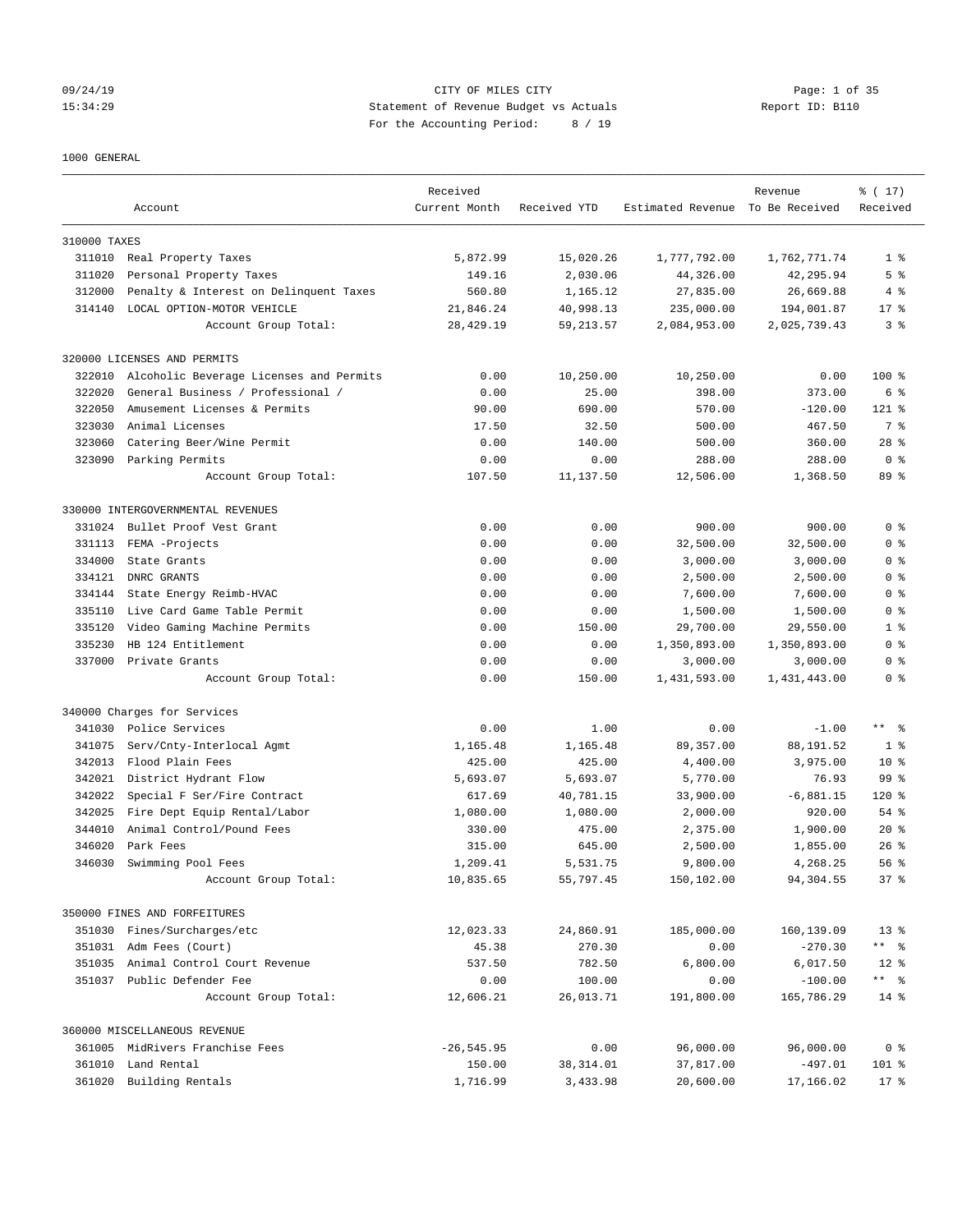09/24/19 CITY OF MILES CITY
15:34:29 Statement of Revenue Budget vs Actuals Report ID: B110
For the Accounting Period: 8 / 19

1000 GENERAL

| | Account | Received Current Month | Received YTD | Estimated Revenue | Revenue To Be Received | % ( 17) Received |
|---|---|---|---|---|---|---|
| 310000 TAXES | | | | | | |
| 311010 | Real Property Taxes | 5,872.99 | 15,020.26 | 1,777,792.00 | 1,762,771.74 | 1 % |
| 311020 | Personal Property Taxes | 149.16 | 2,030.06 | 44,326.00 | 42,295.94 | 5 % |
| 312000 | Penalty & Interest on Delinquent Taxes | 560.80 | 1,165.12 | 27,835.00 | 26,669.88 | 4 % |
| 314140 | LOCAL OPTION-MOTOR VEHICLE | 21,846.24 | 40,998.13 | 235,000.00 | 194,001.87 | 17 % |
| | Account Group Total: | 28,429.19 | 59,213.57 | 2,084,953.00 | 2,025,739.43 | 3 % |
| 320000 LICENSES AND PERMITS | | | | | | |
| 322010 | Alcoholic Beverage Licenses and Permits | 0.00 | 10,250.00 | 10,250.00 | 0.00 | 100 % |
| 322020 | General Business / Professional / | 0.00 | 25.00 | 398.00 | 373.00 | 6 % |
| 322050 | Amusement Licenses & Permits | 90.00 | 690.00 | 570.00 | -120.00 | 121 % |
| 323030 | Animal Licenses | 17.50 | 32.50 | 500.00 | 467.50 | 7 % |
| 323060 | Catering Beer/Wine Permit | 0.00 | 140.00 | 500.00 | 360.00 | 28 % |
| 323090 | Parking Permits | 0.00 | 0.00 | 288.00 | 288.00 | 0 % |
| | Account Group Total: | 107.50 | 11,137.50 | 12,506.00 | 1,368.50 | 89 % |
| 330000 INTERGOVERNMENTAL REVENUES | | | | | | |
| 331024 | Bullet Proof Vest Grant | 0.00 | 0.00 | 900.00 | 900.00 | 0 % |
| 331113 | FEMA -Projects | 0.00 | 0.00 | 32,500.00 | 32,500.00 | 0 % |
| 334000 | State Grants | 0.00 | 0.00 | 3,000.00 | 3,000.00 | 0 % |
| 334121 | DNRC GRANTS | 0.00 | 0.00 | 2,500.00 | 2,500.00 | 0 % |
| 334144 | State Energy Reimb-HVAC | 0.00 | 0.00 | 7,600.00 | 7,600.00 | 0 % |
| 335110 | Live Card Game Table Permit | 0.00 | 0.00 | 1,500.00 | 1,500.00 | 0 % |
| 335120 | Video Gaming Machine Permits | 0.00 | 150.00 | 29,700.00 | 29,550.00 | 1 % |
| 335230 | HB 124 Entitlement | 0.00 | 0.00 | 1,350,893.00 | 1,350,893.00 | 0 % |
| 337000 | Private Grants | 0.00 | 0.00 | 3,000.00 | 3,000.00 | 0 % |
| | Account Group Total: | 0.00 | 150.00 | 1,431,593.00 | 1,431,443.00 | 0 % |
| 340000 Charges for Services | | | | | | |
| 341030 | Police Services | 0.00 | 1.00 | 0.00 | -1.00 | ** % |
| 341075 | Serv/Cnty-Interlocal Agmt | 1,165.48 | 1,165.48 | 89,357.00 | 88,191.52 | 1 % |
| 342013 | Flood Plain Fees | 425.00 | 425.00 | 4,400.00 | 3,975.00 | 10 % |
| 342021 | District Hydrant Flow | 5,693.07 | 5,693.07 | 5,770.00 | 76.93 | 99 % |
| 342022 | Special F Ser/Fire Contract | 617.69 | 40,781.15 | 33,900.00 | -6,881.15 | 120 % |
| 342025 | Fire Dept Equip Rental/Labor | 1,080.00 | 1,080.00 | 2,000.00 | 920.00 | 54 % |
| 344010 | Animal Control/Pound Fees | 330.00 | 475.00 | 2,375.00 | 1,900.00 | 20 % |
| 346020 | Park Fees | 315.00 | 645.00 | 2,500.00 | 1,855.00 | 26 % |
| 346030 | Swimming Pool Fees | 1,209.41 | 5,531.75 | 9,800.00 | 4,268.25 | 56 % |
| | Account Group Total: | 10,835.65 | 55,797.45 | 150,102.00 | 94,304.55 | 37 % |
| 350000 FINES AND FORFEITURES | | | | | | |
| 351030 | Fines/Surcharges/etc | 12,023.33 | 24,860.91 | 185,000.00 | 160,139.09 | 13 % |
| 351031 | Adm Fees (Court) | 45.38 | 270.30 | 0.00 | -270.30 | ** % |
| 351035 | Animal Control Court Revenue | 537.50 | 782.50 | 6,800.00 | 6,017.50 | 12 % |
| 351037 | Public Defender Fee | 0.00 | 100.00 | 0.00 | -100.00 | ** % |
| | Account Group Total: | 12,606.21 | 26,013.71 | 191,800.00 | 165,786.29 | 14 % |
| 360000 MISCELLANEOUS REVENUE | | | | | | |
| 361005 | MidRivers Franchise Fees | -26,545.95 | 0.00 | 96,000.00 | 96,000.00 | 0 % |
| 361010 | Land Rental | 150.00 | 38,314.01 | 37,817.00 | -497.01 | 101 % |
| 361020 | Building Rentals | 1,716.99 | 3,433.98 | 20,600.00 | 17,166.02 | 17 % |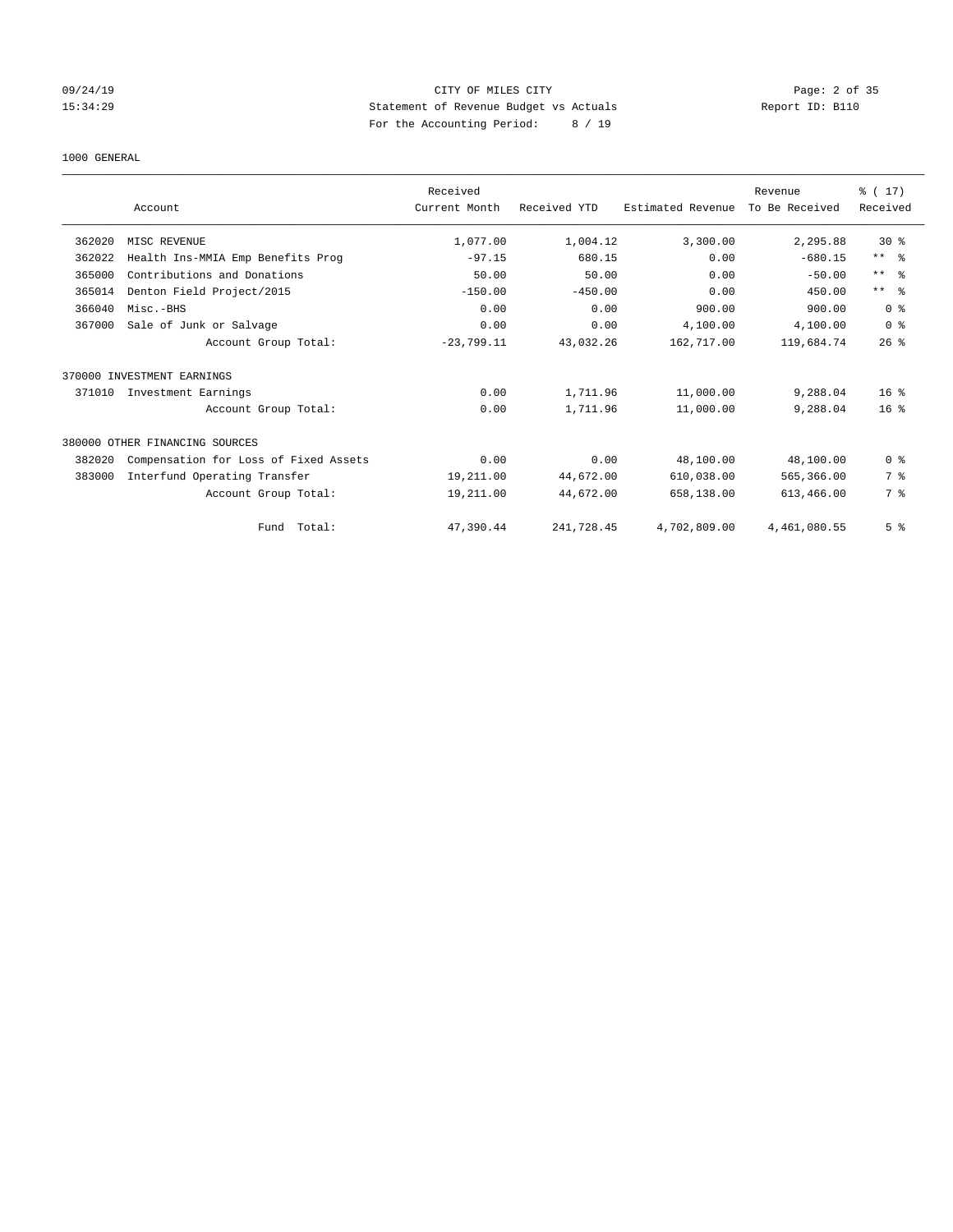CITY OF MILES CITY
Statement of Revenue Budget vs Actuals
For the Accounting Period: 8 / 19

09/24/19
15:34:29
Report ID: B110

1000 GENERAL

| | Account | Received Current Month | Received YTD | Estimated Revenue | Revenue To Be Received | % ( 17) Received |
|---|---|---|---|---|---|---|
| 362020 | MISC REVENUE | 1,077.00 | 1,004.12 | 3,300.00 | 2,295.88 | 30 % |
| 362022 | Health Ins-MMIA Emp Benefits Prog | -97.15 | 680.15 | 0.00 | -680.15 | ** % |
| 365000 | Contributions and Donations | 50.00 | 50.00 | 0.00 | -50.00 | ** % |
| 365014 | Denton Field Project/2015 | -150.00 | -450.00 | 0.00 | 450.00 | ** % |
| 366040 | Misc.-BHS | 0.00 | 0.00 | 900.00 | 900.00 | 0 % |
| 367000 | Sale of Junk or Salvage | 0.00 | 0.00 | 4,100.00 | 4,100.00 | 0 % |
| | Account Group Total: | -23,799.11 | 43,032.26 | 162,717.00 | 119,684.74 | 26 % |
| 370000 INVESTMENT EARNINGS | | | | | | |
| 371010 | Investment Earnings | 0.00 | 1,711.96 | 11,000.00 | 9,288.04 | 16 % |
| | Account Group Total: | 0.00 | 1,711.96 | 11,000.00 | 9,288.04 | 16 % |
| 380000 OTHER FINANCING SOURCES | | | | | | |
| 382020 | Compensation for Loss of Fixed Assets | 0.00 | 0.00 | 48,100.00 | 48,100.00 | 0 % |
| 383000 | Interfund Operating Transfer | 19,211.00 | 44,672.00 | 610,038.00 | 565,366.00 | 7 % |
| | Account Group Total: | 19,211.00 | 44,672.00 | 658,138.00 | 613,466.00 | 7 % |
| | Fund Total: | 47,390.44 | 241,728.45 | 4,702,809.00 | 4,461,080.55 | 5 % |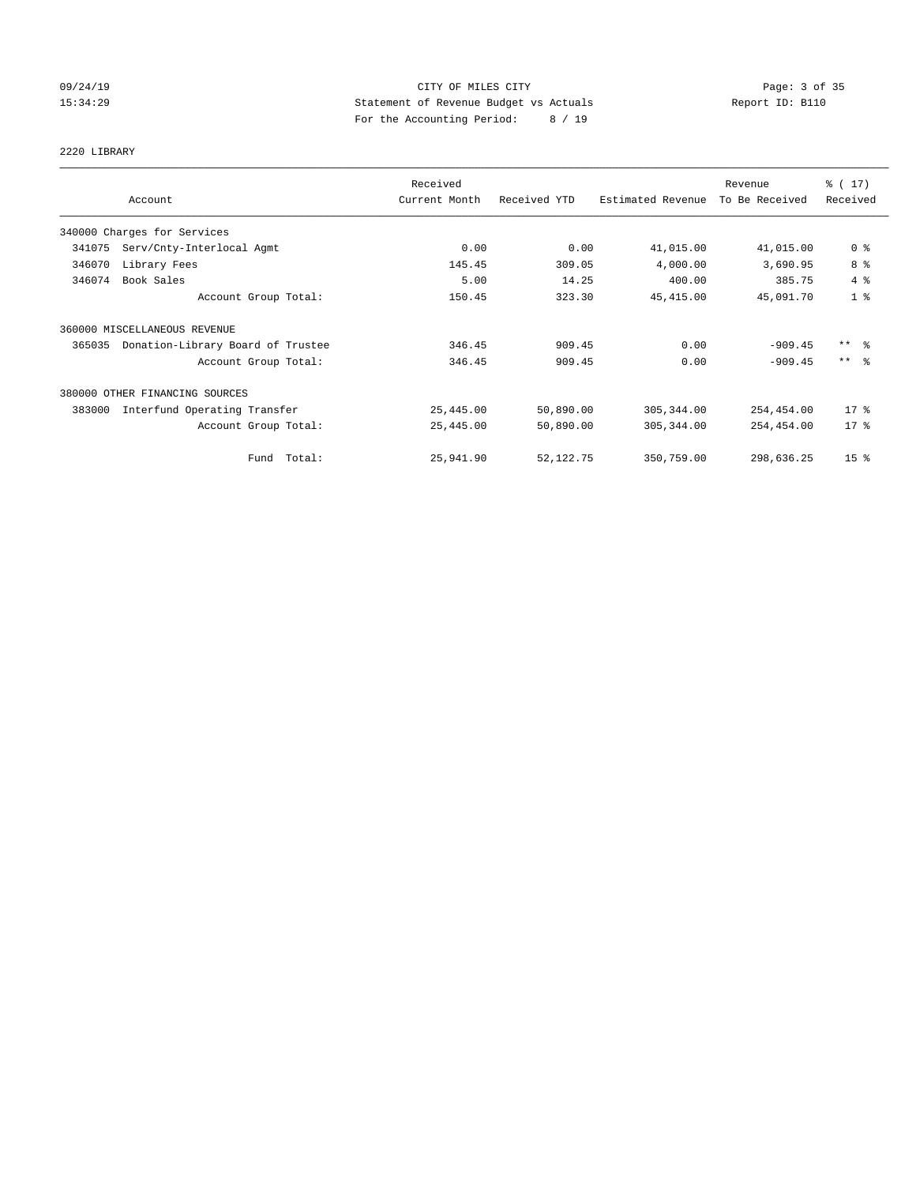CITY OF MILES CITY
Statement of Revenue Budget vs Actuals
For the Accounting Period: 8 / 19

09/24/19
15:34:29

Report ID: B110

## 2220 LIBRARY

| Account | Received Current Month | Received YTD | Estimated Revenue | Revenue To Be Received | % ( 17) Received |
|---|---|---|---|---|---|
| 340000 Charges for Services | | | | | |
| 341075 Serv/Cnty-Interlocal Agmt | 0.00 | 0.00 | 41,015.00 | 41,015.00 | 0 % |
| 346070 Library Fees | 145.45 | 309.05 | 4,000.00 | 3,690.95 | 8 % |
| 346074 Book Sales | 5.00 | 14.25 | 400.00 | 385.75 | 4 % |
| Account Group Total: | 150.45 | 323.30 | 45,415.00 | 45,091.70 | 1 % |
| 360000 MISCELLANEOUS REVENUE | | | | | |
| 365035 Donation-Library Board of Trustee | 346.45 | 909.45 | 0.00 | -909.45 | ** % |
| Account Group Total: | 346.45 | 909.45 | 0.00 | -909.45 | ** % |
| 380000 OTHER FINANCING SOURCES | | | | | |
| 383000 Interfund Operating Transfer | 25,445.00 | 50,890.00 | 305,344.00 | 254,454.00 | 17 % |
| Account Group Total: | 25,445.00 | 50,890.00 | 305,344.00 | 254,454.00 | 17 % |
| Fund Total: | 25,941.90 | 52,122.75 | 350,759.00 | 298,636.25 | 15 % |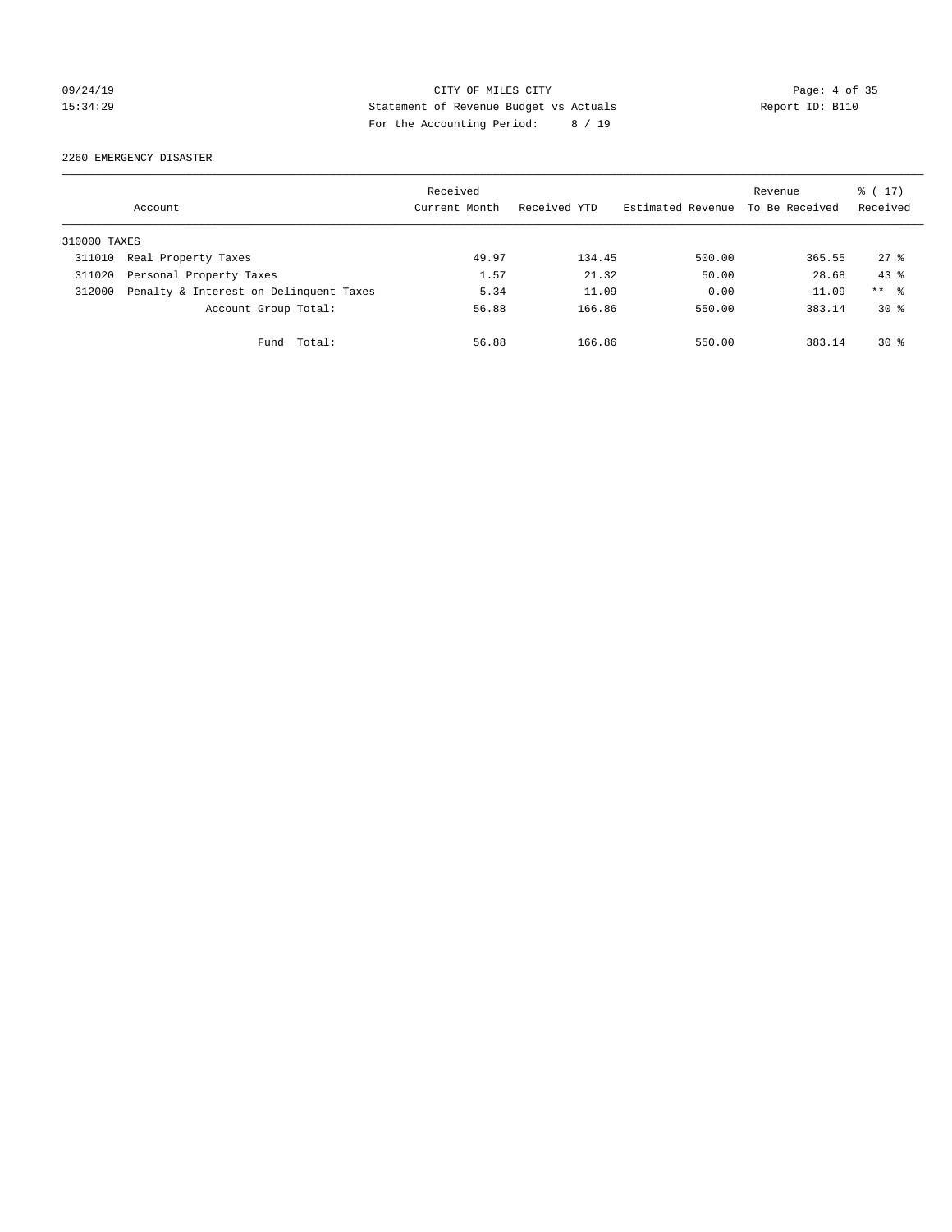CITY OF MILES CITY
Statement of Revenue Budget vs Actuals
For the Accounting Period: 8 / 19

09/24/19
15:34:29

Report ID: B110

2260 EMERGENCY DISASTER

| Account | | Received Current Month | Received YTD | Estimated Revenue | Revenue To Be Received | % ( 17) Received |
|---|---|---|---|---|---|---|
| 310000 TAXES | | | | | | |
| 311010 | Real Property Taxes | 49.97 | 134.45 | 500.00 | 365.55 | 27 % |
| 311020 | Personal Property Taxes | 1.57 | 21.32 | 50.00 | 28.68 | 43 % |
| 312000 | Penalty & Interest on Delinquent Taxes | 5.34 | 11.09 | 0.00 | -11.09 | ** % |
| | Account Group Total: | 56.88 | 166.86 | 550.00 | 383.14 | 30 % |
| | Fund Total: | 56.88 | 166.86 | 550.00 | 383.14 | 30 % |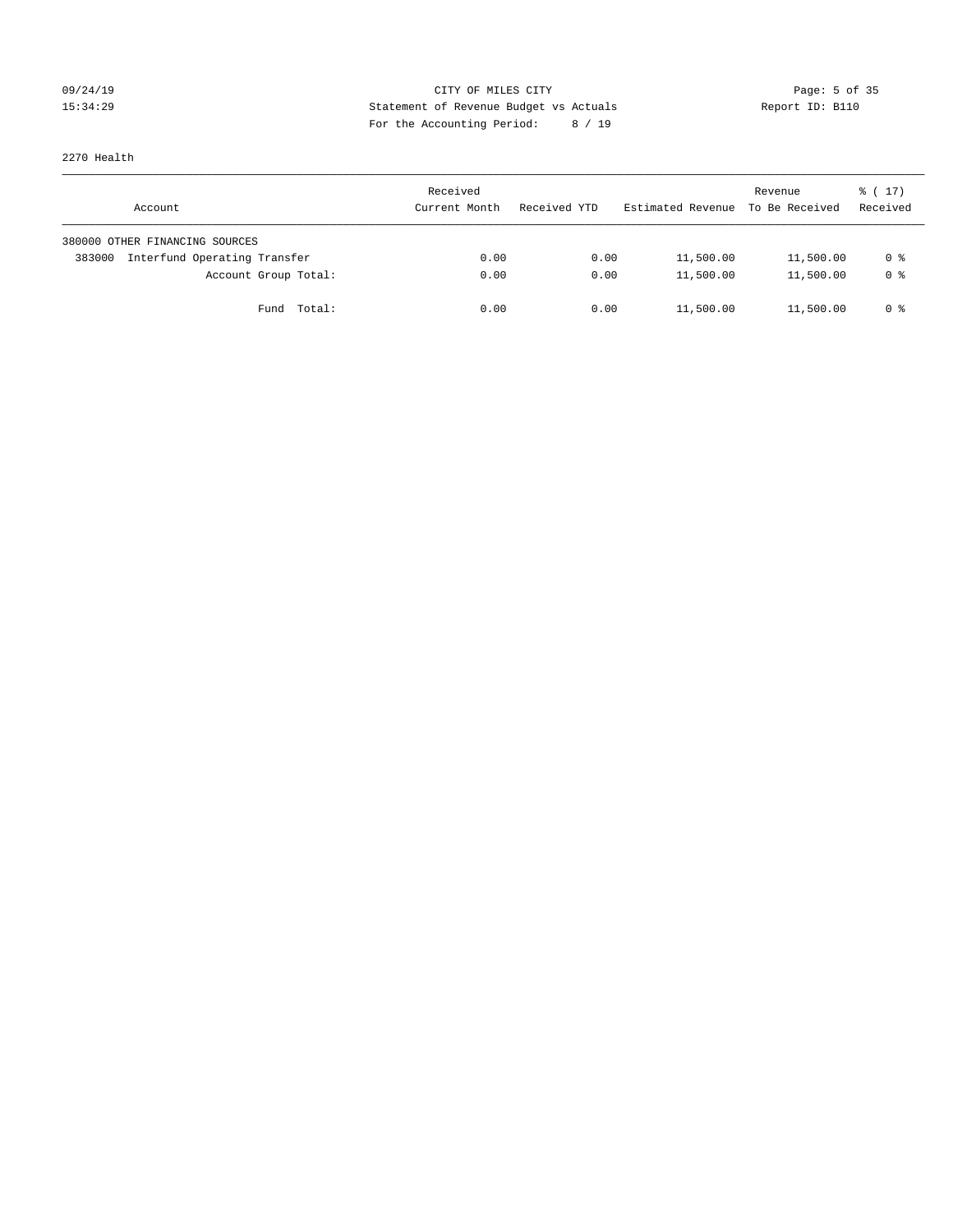CITY OF MILES CITY
Statement of Revenue Budget vs Actuals
For the Accounting Period: 8 / 19

09/24/19
15:34:29

Report ID: B110

2270 Health

| Account | Received Current Month | Received YTD | Estimated Revenue | Revenue To Be Received | % ( 17) Received |
|---|---|---|---|---|---|
| 380000 OTHER FINANCING SOURCES | | | | | |
| 383000 Interfund Operating Transfer | 0.00 | 0.00 | 11,500.00 | 11,500.00 | 0 % |
| Account Group Total: | 0.00 | 0.00 | 11,500.00 | 11,500.00 | 0 % |
| Fund Total: | 0.00 | 0.00 | 11,500.00 | 11,500.00 | 0 % |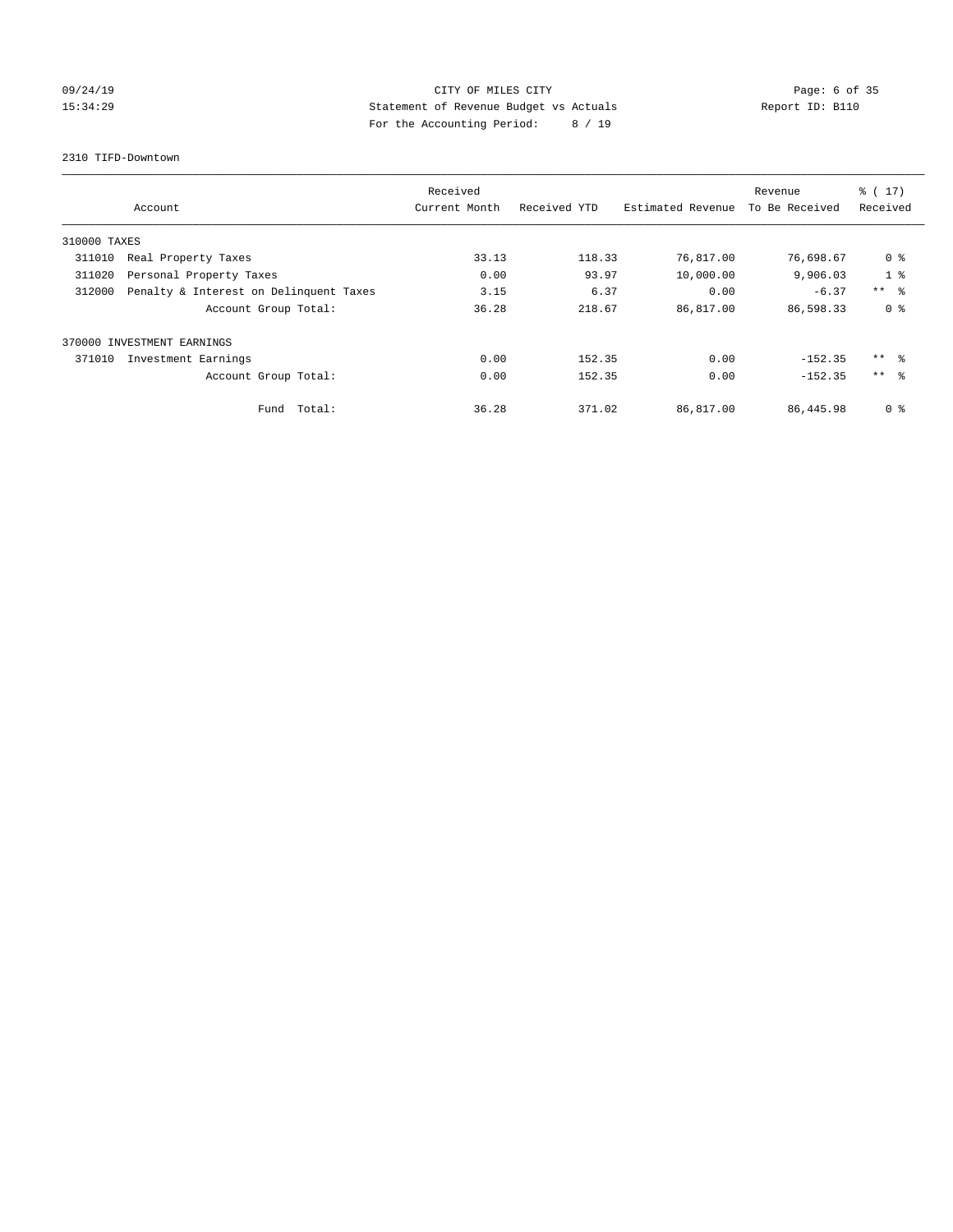CITY OF MILES CITY
Statement of Revenue Budget vs Actuals
For the Accounting Period: 8 / 19

09/24/19
15:34:29

Report ID: B110

2310 TIFD-Downtown

| Account | Received Current Month | Received YTD | Estimated Revenue | Revenue To Be Received | % ( 17) Received |
|---|---|---|---|---|---|
| 310000 TAXES | | | | | |
| 311010 Real Property Taxes | 33.13 | 118.33 | 76,817.00 | 76,698.67 | 0 % |
| 311020 Personal Property Taxes | 0.00 | 93.97 | 10,000.00 | 9,906.03 | 1 % |
| 312000 Penalty & Interest on Delinquent Taxes | 3.15 | 6.37 | 0.00 | -6.37 | ** % |
| Account Group Total: | 36.28 | 218.67 | 86,817.00 | 86,598.33 | 0 % |
| 370000 INVESTMENT EARNINGS | | | | | |
| 371010 Investment Earnings | 0.00 | 152.35 | 0.00 | -152.35 | ** % |
| Account Group Total: | 0.00 | 152.35 | 0.00 | -152.35 | ** % |
| Fund Total: | 36.28 | 371.02 | 86,817.00 | 86,445.98 | 0 % |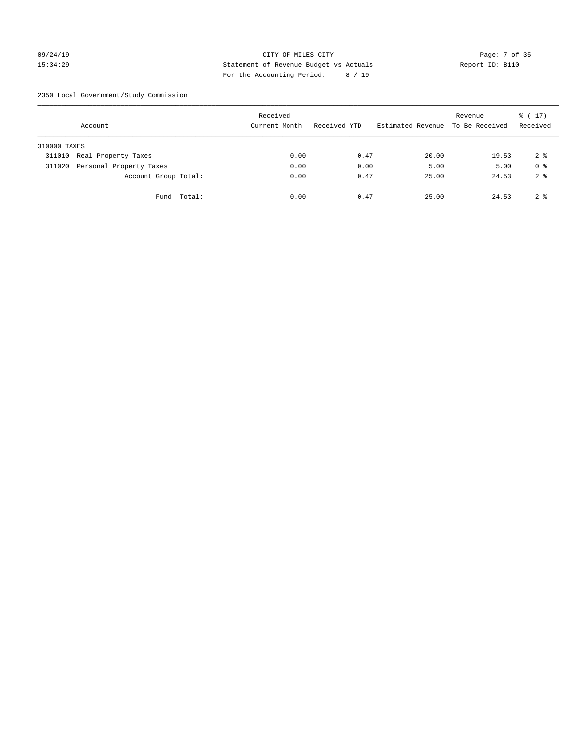CITY OF MILES CITY
Statement of Revenue Budget vs Actuals
For the Accounting Period: 8 / 19

09/24/19
15:34:29

Report ID: B110

2350 Local Government/Study Commission

| Account | | Received Current Month | Received YTD | Estimated Revenue | Revenue To Be Received | % ( 17) Received |
|---|---|---|---|---|---|---|
| 310000 TAXES | | | | | | |
| 311010 | Real Property Taxes | 0.00 | 0.47 | 20.00 | 19.53 | 2 % |
| 311020 | Personal Property Taxes | 0.00 | 0.00 | 5.00 | 5.00 | 0 % |
| | Account Group Total: | 0.00 | 0.47 | 25.00 | 24.53 | 2 % |
| | Fund Total: | 0.00 | 0.47 | 25.00 | 24.53 | 2 % |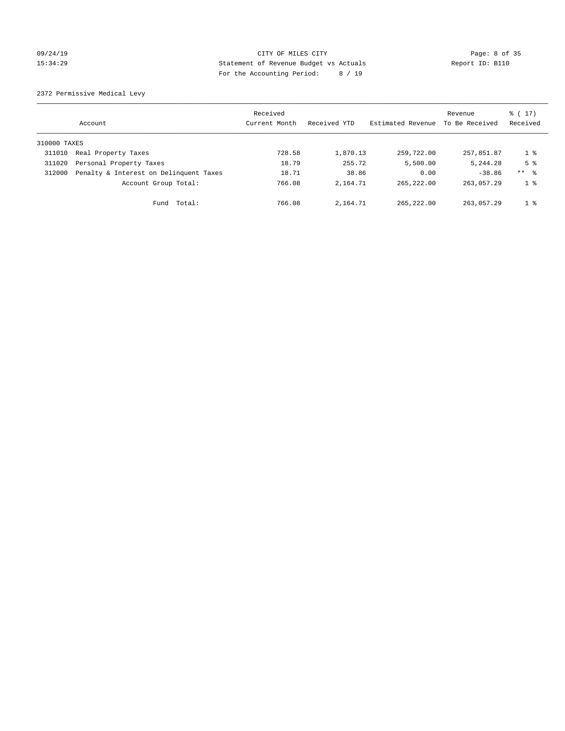CITY OF MILES CITY
Statement of Revenue Budget vs Actuals
For the Accounting Period: 8 / 19

09/24/19
15:34:29

Report ID: B110

2372 Permissive Medical Levy

| Account | | Received Current Month | Received YTD | Estimated Revenue | Revenue To Be Received | % ( 17) Received |
|---|---|---|---|---|---|---|
| 310000 TAXES | | | | | | |
| 311010 | Real Property Taxes | 728.58 | 1,870.13 | 259,722.00 | 257,851.87 | 1 % |
| 311020 | Personal Property Taxes | 18.79 | 255.72 | 5,500.00 | 5,244.28 | 5 % |
| 312000 | Penalty & Interest on Delinquent Taxes | 18.71 | 38.86 | 0.00 | -38.86 | ** % |
| | Account Group Total: | 766.08 | 2,164.71 | 265,222.00 | 263,057.29 | 1 % |
| | Fund Total: | 766.08 | 2,164.71 | 265,222.00 | 263,057.29 | 1 % |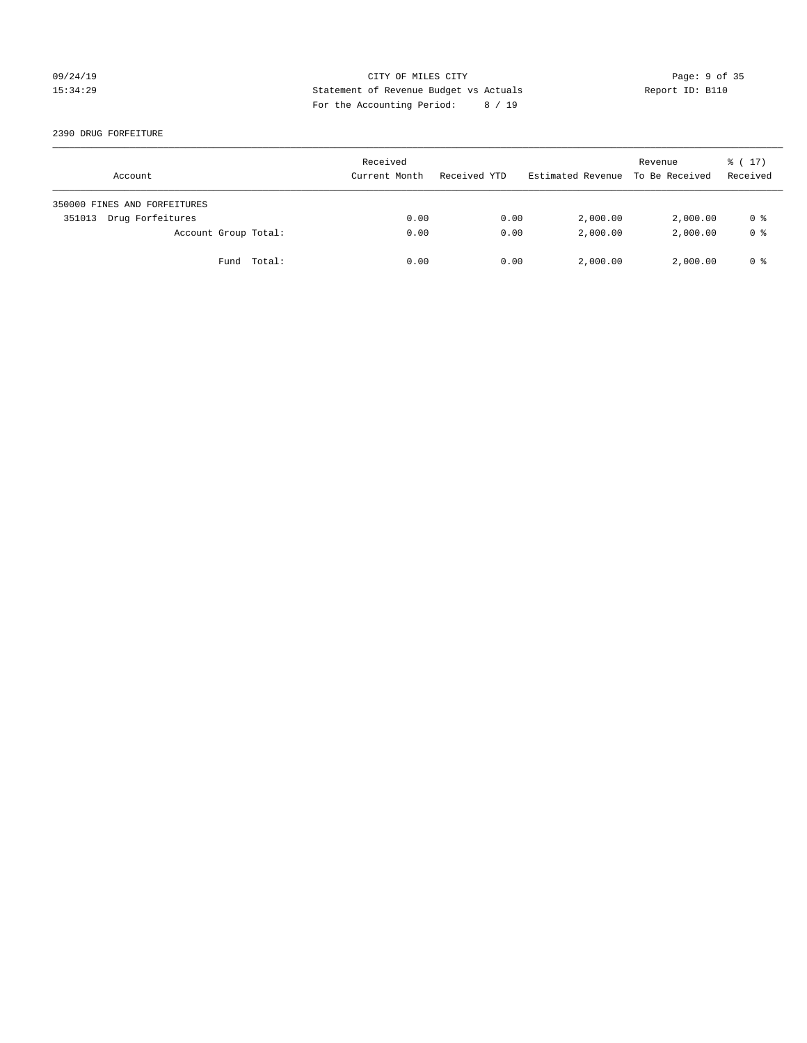CITY OF MILES CITY
Statement of Revenue Budget vs Actuals
For the Accounting Period: 8 / 19

09/24/19
15:34:29

Report ID: B110

2390 DRUG FORFEITURE

| Account | Received Current Month | Received YTD | Estimated Revenue | Revenue To Be Received | % ( 17) Received |
|---|---|---|---|---|---|
| 350000 FINES AND FORFEITURES | | | | | |
| 351013 Drug Forfeitures | 0.00 | 0.00 | 2,000.00 | 2,000.00 | 0 % |
| Account Group Total: | 0.00 | 0.00 | 2,000.00 | 2,000.00 | 0 % |
| Fund Total: | 0.00 | 0.00 | 2,000.00 | 2,000.00 | 0 % |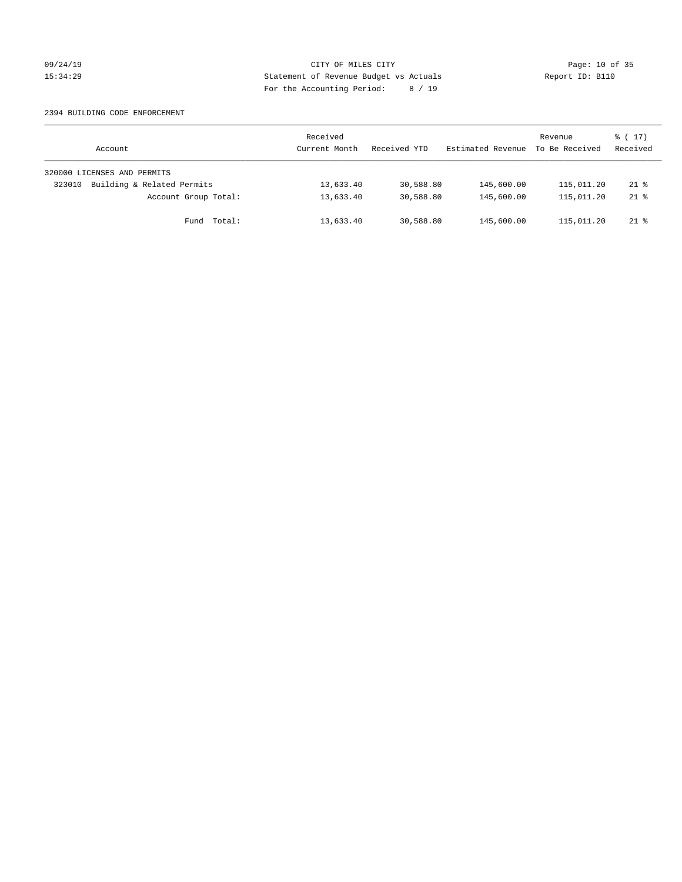CITY OF MILES CITY
Statement of Revenue Budget vs Actuals
For the Accounting Period: 8 / 19

09/24/19
15:34:29

Report ID: B110

2394 BUILDING CODE ENFORCEMENT

| Account | Received Current Month | Received YTD | Estimated Revenue | Revenue To Be Received | % ( 17) Received |
|---|---|---|---|---|---|
| 320000 LICENSES AND PERMITS | | | | | |
| 323010 Building & Related Permits | 13,633.40 | 30,588.80 | 145,600.00 | 115,011.20 | 21 % |
| Account Group Total: | 13,633.40 | 30,588.80 | 145,600.00 | 115,011.20 | 21 % |
| Fund Total: | 13,633.40 | 30,588.80 | 145,600.00 | 115,011.20 | 21 % |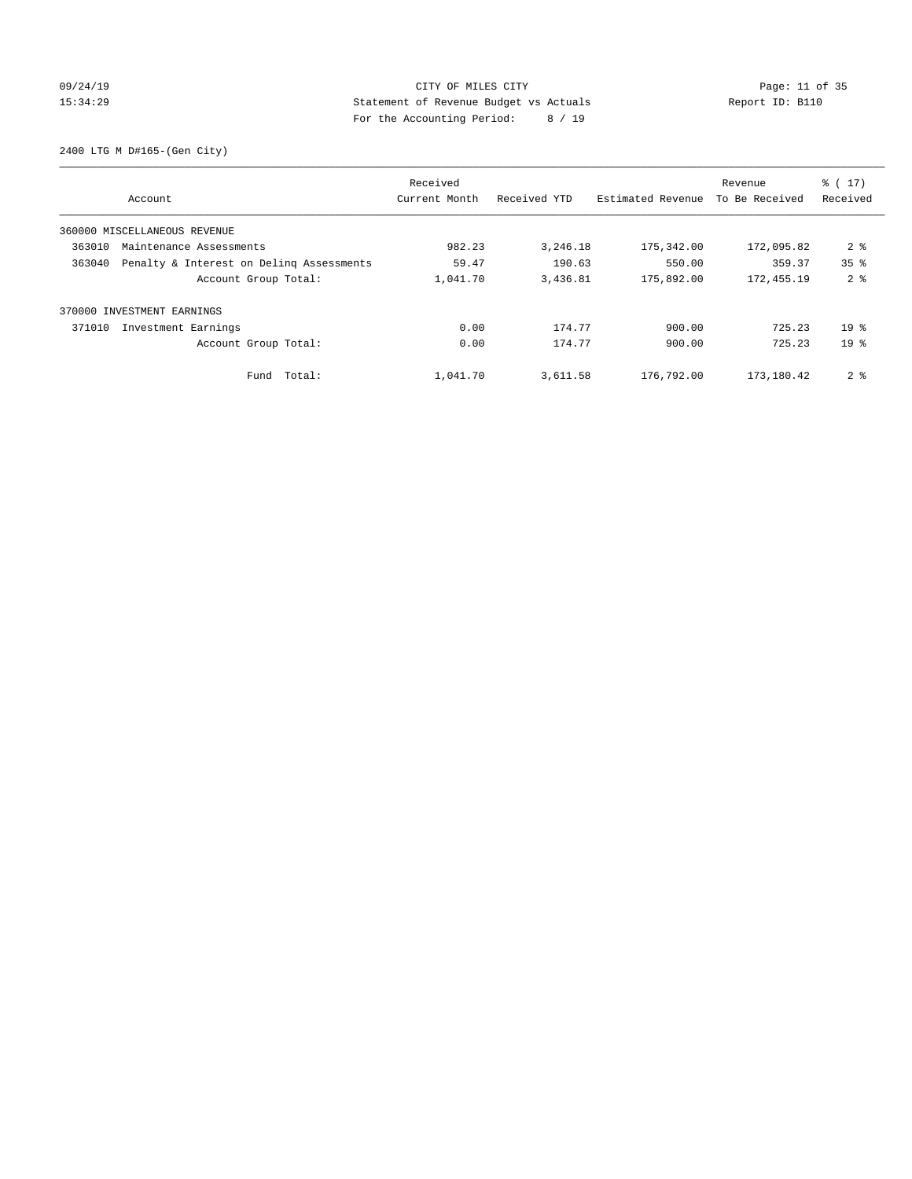CITY OF MILES CITY
Statement of Revenue Budget vs Actuals
For the Accounting Period: 8 / 19

09/24/19
15:34:29

Report ID: B110

2400 LTG M D#165-(Gen City)

| Account | Received Current Month | Received YTD | Estimated Revenue | Revenue To Be Received | % ( 17) Received |
|---|---|---|---|---|---|
| 360000 MISCELLANEOUS REVENUE | | | | | |
| 363010 Maintenance Assessments | 982.23 | 3,246.18 | 175,342.00 | 172,095.82 | 2 % |
| 363040 Penalty & Interest on Delinq Assessments | 59.47 | 190.63 | 550.00 | 359.37 | 35 % |
| Account Group Total: | 1,041.70 | 3,436.81 | 175,892.00 | 172,455.19 | 2 % |
| 370000 INVESTMENT EARNINGS | | | | | |
| 371010 Investment Earnings | 0.00 | 174.77 | 900.00 | 725.23 | 19 % |
| Account Group Total: | 0.00 | 174.77 | 900.00 | 725.23 | 19 % |
| Fund Total: | 1,041.70 | 3,611.58 | 176,792.00 | 173,180.42 | 2 % |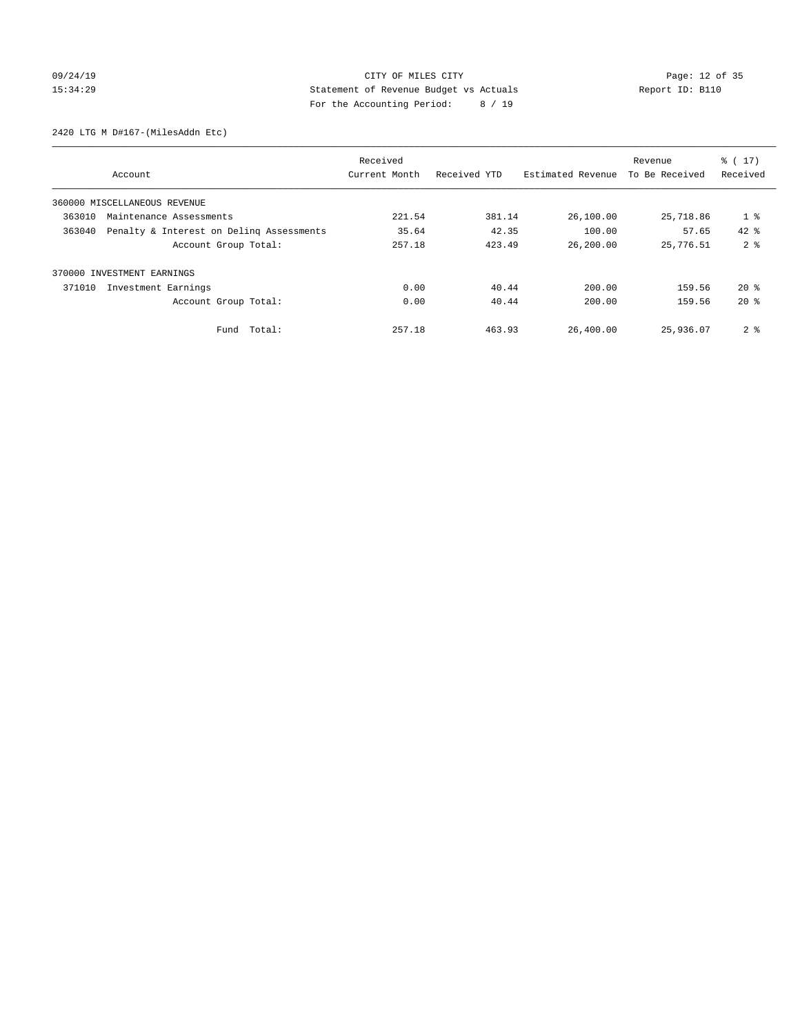CITY OF MILES CITY
Statement of Revenue Budget vs Actuals
For the Accounting Period: 8 / 19

09/24/19 15:34:29 Report ID: B110

2420 LTG M D#167-(MilesAddn Etc)

| Account | Received Current Month | Received YTD | Estimated Revenue | Revenue To Be Received | % ( 17) Received |
|---|---|---|---|---|---|
| 360000 MISCELLANEOUS REVENUE | | | | | |
| 363010 Maintenance Assessments | 221.54 | 381.14 | 26,100.00 | 25,718.86 | 1 % |
| 363040 Penalty & Interest on Delinq Assessments | 35.64 | 42.35 | 100.00 | 57.65 | 42 % |
| Account Group Total: | 257.18 | 423.49 | 26,200.00 | 25,776.51 | 2 % |
| 370000 INVESTMENT EARNINGS | | | | | |
| 371010 Investment Earnings | 0.00 | 40.44 | 200.00 | 159.56 | 20 % |
| Account Group Total: | 0.00 | 40.44 | 200.00 | 159.56 | 20 % |
| Fund Total: | 257.18 | 463.93 | 26,400.00 | 25,936.07 | 2 % |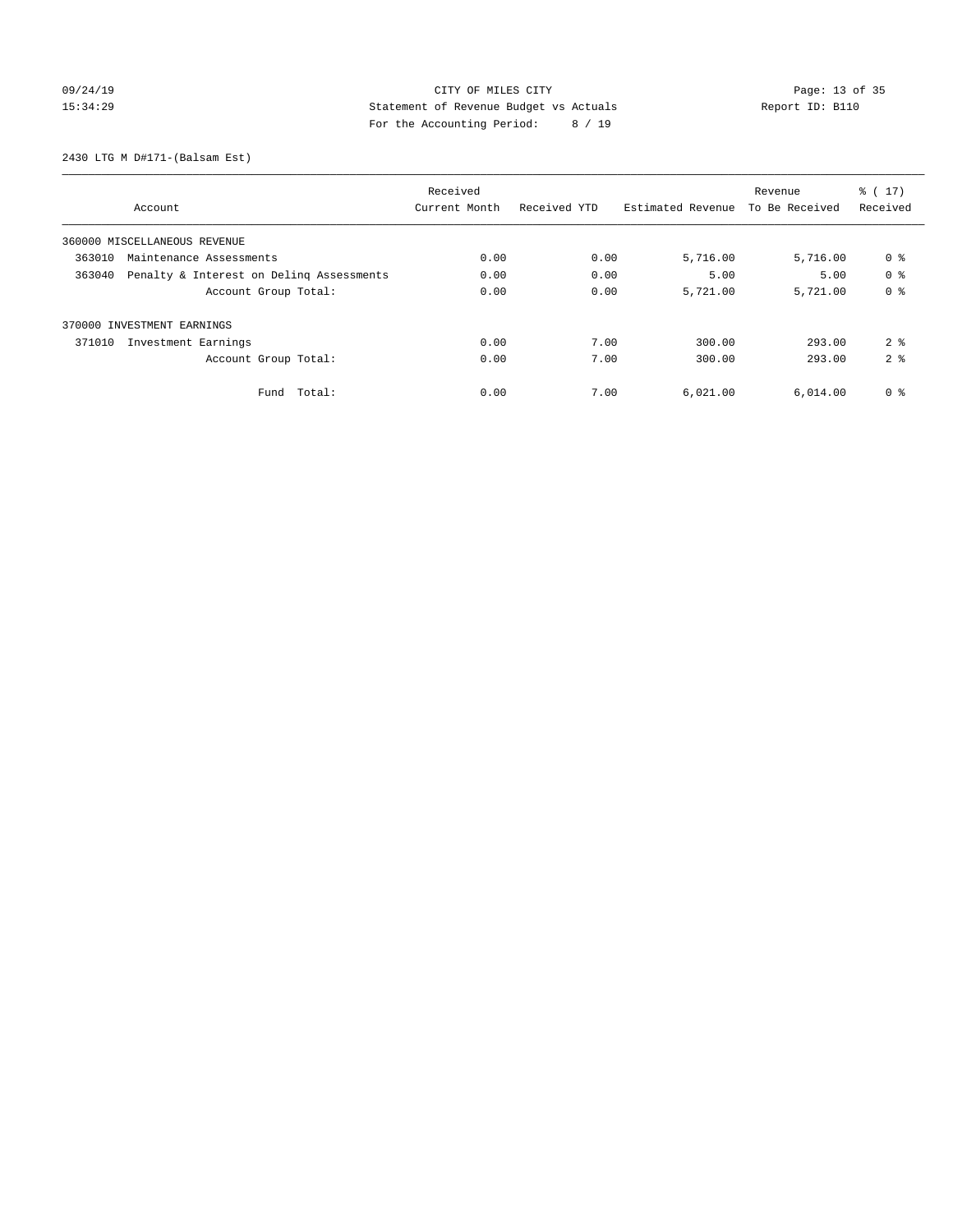CITY OF MILES CITY
Statement of Revenue Budget vs Actuals
For the Accounting Period: 8 / 19

09/24/19
15:34:29

Report ID: B110

2430 LTG M D#171-(Balsam Est)

| Account | Received Current Month | Received YTD | Estimated Revenue | Revenue To Be Received | % ( 17) Received |
|---|---|---|---|---|---|
| 360000 MISCELLANEOUS REVENUE | | | | | |
| 363010 Maintenance Assessments | 0.00 | 0.00 | 5,716.00 | 5,716.00 | 0 % |
| 363040 Penalty & Interest on Delinq Assessments | 0.00 | 0.00 | 5.00 | 5.00 | 0 % |
| Account Group Total: | 0.00 | 0.00 | 5,721.00 | 5,721.00 | 0 % |
| 370000 INVESTMENT EARNINGS | | | | | |
| 371010 Investment Earnings | 0.00 | 7.00 | 300.00 | 293.00 | 2 % |
| Account Group Total: | 0.00 | 7.00 | 300.00 | 293.00 | 2 % |
| Fund Total: | 0.00 | 7.00 | 6,021.00 | 6,014.00 | 0 % |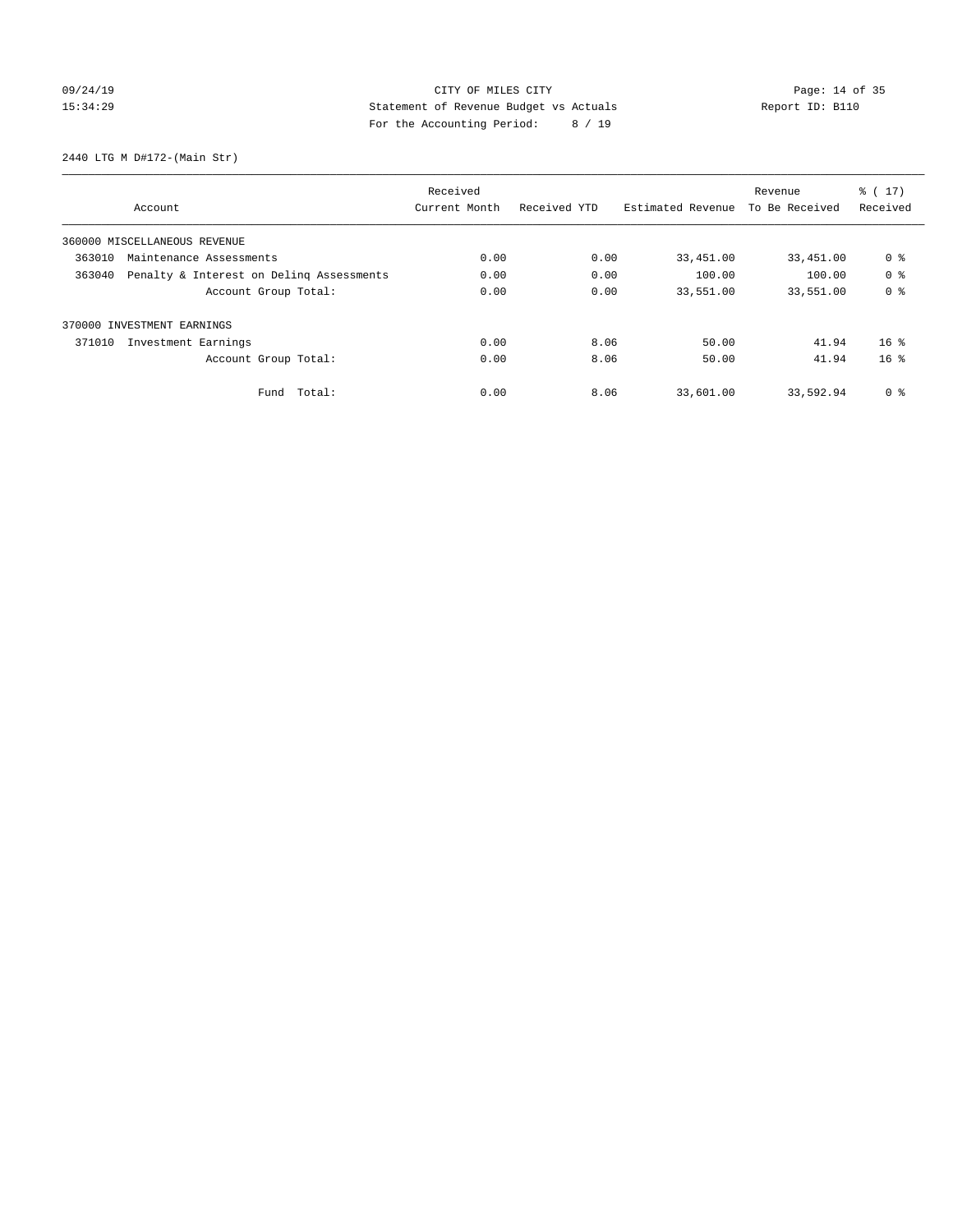CITY OF MILES CITY
Statement of Revenue Budget vs Actuals
For the Accounting Period: 8 / 19

09/24/19
15:34:29

Report ID: B110

2440 LTG M D#172-(Main Str)

| Account | Received Current Month | Received YTD | Estimated Revenue | Revenue To Be Received | % ( 17) Received |
|---|---|---|---|---|---|
| 360000 MISCELLANEOUS REVENUE | | | | | |
| 363010 Maintenance Assessments | 0.00 | 0.00 | 33,451.00 | 33,451.00 | 0 % |
| 363040 Penalty & Interest on Delinq Assessments | 0.00 | 0.00 | 100.00 | 100.00 | 0 % |
| Account Group Total: | 0.00 | 0.00 | 33,551.00 | 33,551.00 | 0 % |
| 370000 INVESTMENT EARNINGS | | | | | |
| 371010 Investment Earnings | 0.00 | 8.06 | 50.00 | 41.94 | 16 % |
| Account Group Total: | 0.00 | 8.06 | 50.00 | 41.94 | 16 % |
| Fund Total: | 0.00 | 8.06 | 33,601.00 | 33,592.94 | 0 % |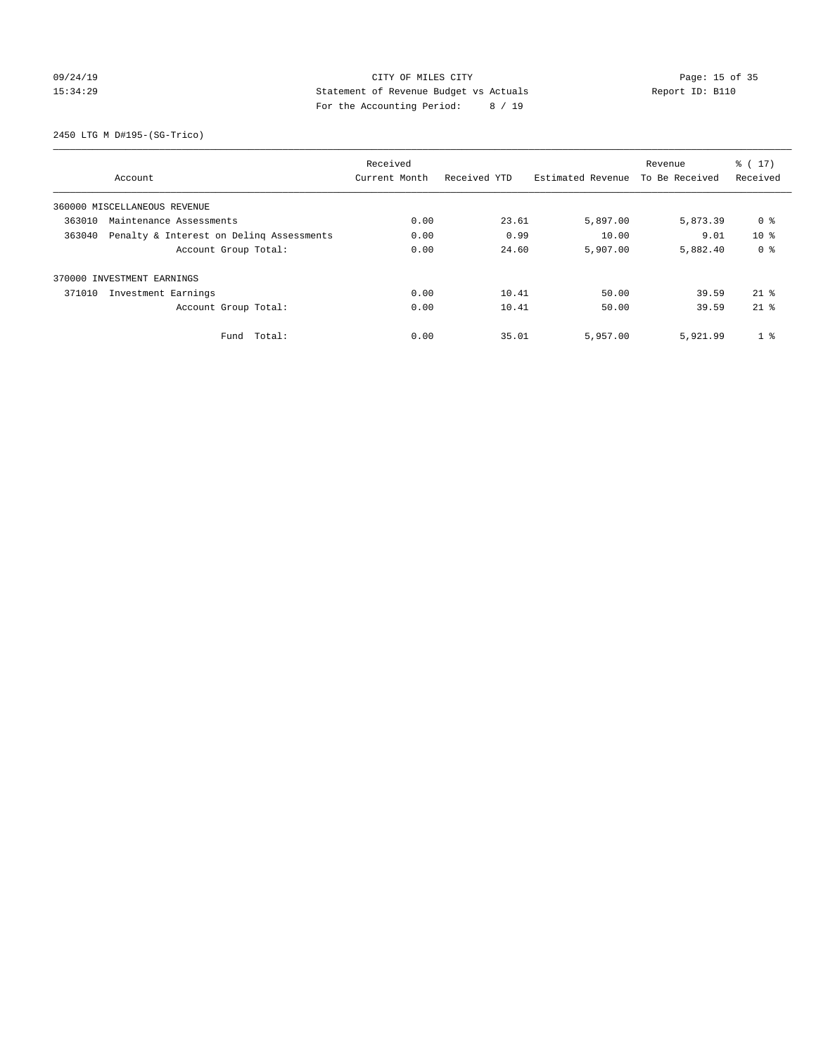CITY OF MILES CITY
Statement of Revenue Budget vs Actuals
For the Accounting Period: 8 / 19

09/24/19
15:34:29

Report ID: B110

2450 LTG M D#195-(SG-Trico)

| Account | Received Current Month | Received YTD | Estimated Revenue | Revenue To Be Received | % ( 17) Received |
|---|---|---|---|---|---|
| 360000 MISCELLANEOUS REVENUE | | | | | |
| 363010 Maintenance Assessments | 0.00 | 23.61 | 5,897.00 | 5,873.39 | 0 % |
| 363040 Penalty & Interest on Delinq Assessments | 0.00 | 0.99 | 10.00 | 9.01 | 10 % |
| Account Group Total: | 0.00 | 24.60 | 5,907.00 | 5,882.40 | 0 % |
| 370000 INVESTMENT EARNINGS | | | | | |
| 371010 Investment Earnings | 0.00 | 10.41 | 50.00 | 39.59 | 21 % |
| Account Group Total: | 0.00 | 10.41 | 50.00 | 39.59 | 21 % |
| Fund Total: | 0.00 | 35.01 | 5,957.00 | 5,921.99 | 1 % |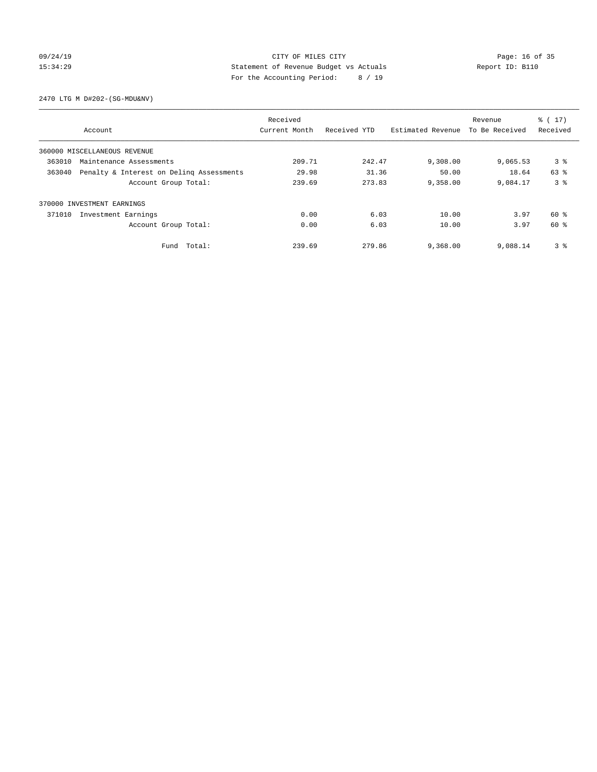CITY OF MILES CITY
Statement of Revenue Budget vs Actuals
For the Accounting Period: 8 / 19

09/24/19
15:34:29

Report ID: B110

2470 LTG M D#202-(SG-MDU&NV)

| Account | Received Current Month | Received YTD | Estimated Revenue | Revenue To Be Received | % ( 17) Received |
|---|---|---|---|---|---|
| 360000 MISCELLANEOUS REVENUE | | | | | |
| 363010 Maintenance Assessments | 209.71 | 242.47 | 9,308.00 | 9,065.53 | 3 % |
| 363040 Penalty & Interest on Delinq Assessments | 29.98 | 31.36 | 50.00 | 18.64 | 63 % |
| Account Group Total: | 239.69 | 273.83 | 9,358.00 | 9,084.17 | 3 % |
| 370000 INVESTMENT EARNINGS | | | | | |
| 371010 Investment Earnings | 0.00 | 6.03 | 10.00 | 3.97 | 60 % |
| Account Group Total: | 0.00 | 6.03 | 10.00 | 3.97 | 60 % |
| Fund Total: | 239.69 | 279.86 | 9,368.00 | 9,088.14 | 3 % |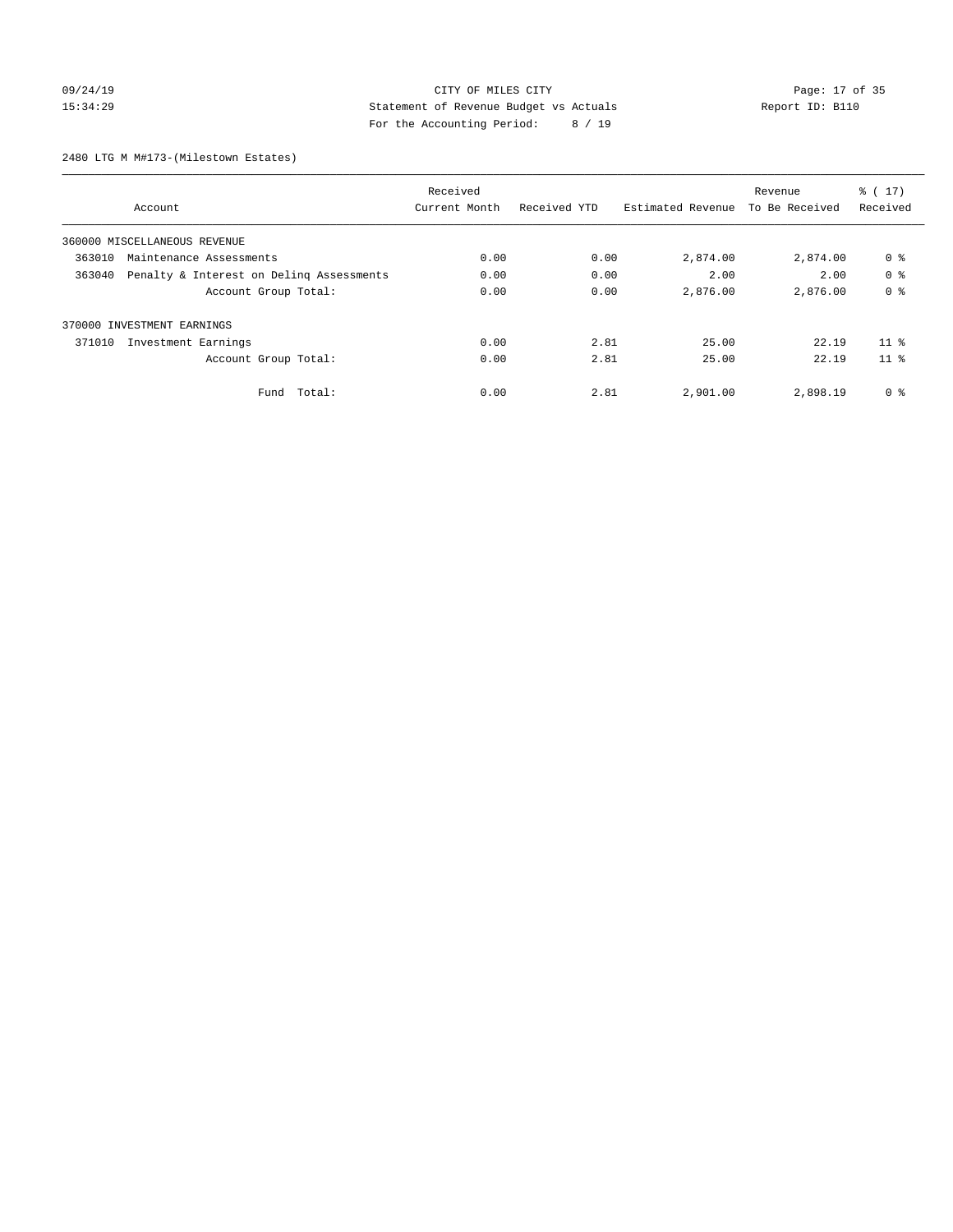CITY OF MILES CITY
Statement of Revenue Budget vs Actuals
For the Accounting Period: 8 / 19

09/24/19
15:34:29

Report ID: B110

2480 LTG M M#173-(Milestown Estates)

| Account | Received Current Month | Received YTD | Estimated Revenue | Revenue To Be Received | % ( 17) Received |
|---|---|---|---|---|---|
| 360000 MISCELLANEOUS REVENUE | | | | | |
| 363010 Maintenance Assessments | 0.00 | 0.00 | 2,874.00 | 2,874.00 | 0 % |
| 363040 Penalty & Interest on Delinq Assessments | 0.00 | 0.00 | 2.00 | 2.00 | 0 % |
| Account Group Total: | 0.00 | 0.00 | 2,876.00 | 2,876.00 | 0 % |
| 370000 INVESTMENT EARNINGS | | | | | |
| 371010 Investment Earnings | 0.00 | 2.81 | 25.00 | 22.19 | 11 % |
| Account Group Total: | 0.00 | 2.81 | 25.00 | 22.19 | 11 % |
| Fund Total: | 0.00 | 2.81 | 2,901.00 | 2,898.19 | 0 % |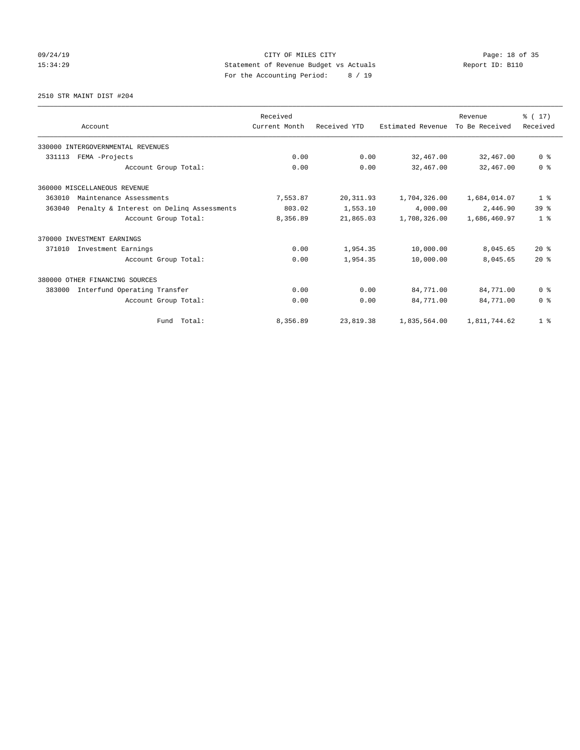CITY OF MILES CITY
Statement of Revenue Budget vs Actuals
Report ID: B110
For the Accounting Period: 8 / 19

09/24/19
15:34:29

2510 STR MAINT DIST #204

| Account | Received Current Month | Received YTD | Estimated Revenue | Revenue To Be Received | % ( 17) Received |
|---|---|---|---|---|---|
| 330000 INTERGOVERNMENTAL REVENUES | | | | | |
| 331113 FEMA -Projects | 0.00 | 0.00 | 32,467.00 | 32,467.00 | 0 % |
| Account Group Total: | 0.00 | 0.00 | 32,467.00 | 32,467.00 | 0 % |
| 360000 MISCELLANEOUS REVENUE | | | | | |
| 363010 Maintenance Assessments | 7,553.87 | 20,311.93 | 1,704,326.00 | 1,684,014.07 | 1 % |
| 363040 Penalty & Interest on Delinq Assessments | 803.02 | 1,553.10 | 4,000.00 | 2,446.90 | 39 % |
| Account Group Total: | 8,356.89 | 21,865.03 | 1,708,326.00 | 1,686,460.97 | 1 % |
| 370000 INVESTMENT EARNINGS | | | | | |
| 371010 Investment Earnings | 0.00 | 1,954.35 | 10,000.00 | 8,045.65 | 20 % |
| Account Group Total: | 0.00 | 1,954.35 | 10,000.00 | 8,045.65 | 20 % |
| 380000 OTHER FINANCING SOURCES | | | | | |
| 383000 Interfund Operating Transfer | 0.00 | 0.00 | 84,771.00 | 84,771.00 | 0 % |
| Account Group Total: | 0.00 | 0.00 | 84,771.00 | 84,771.00 | 0 % |
| Fund Total: | 8,356.89 | 23,819.38 | 1,835,564.00 | 1,811,744.62 | 1 % |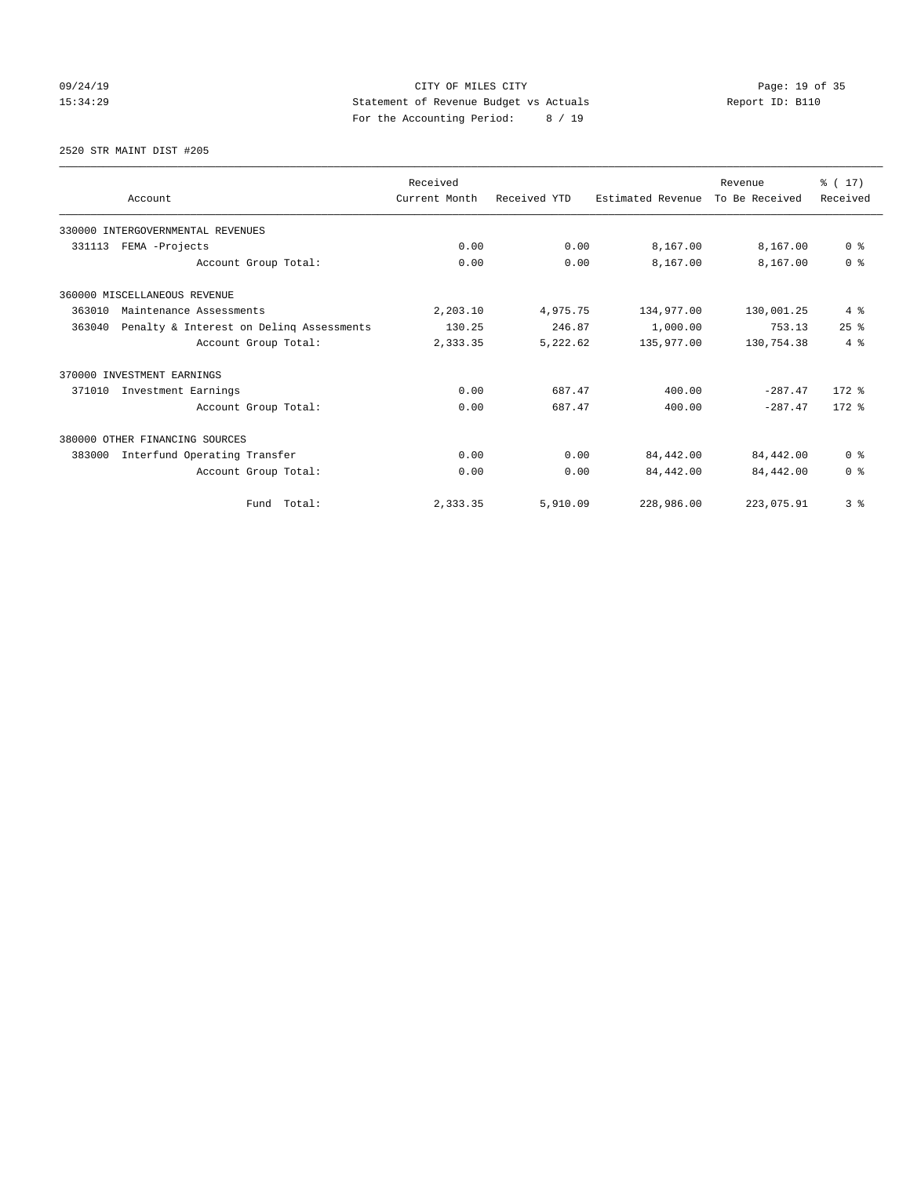CITY OF MILES CITY
Statement of Revenue Budget vs Actuals
For the Accounting Period: 8 / 19

09/24/19
15:34:29

Report ID: B110

2520 STR MAINT DIST #205

| Account | Received Current Month | Received YTD | Estimated Revenue | Revenue To Be Received | % ( 17) Received |
|---|---|---|---|---|---|
| 330000 INTERGOVERNMENTAL REVENUES | | | | | |
| 331113 FEMA -Projects | 0.00 | 0.00 | 8,167.00 | 8,167.00 | 0 % |
| Account Group Total: | 0.00 | 0.00 | 8,167.00 | 8,167.00 | 0 % |
| 360000 MISCELLANEOUS REVENUE | | | | | |
| 363010 Maintenance Assessments | 2,203.10 | 4,975.75 | 134,977.00 | 130,001.25 | 4 % |
| 363040 Penalty & Interest on Delinq Assessments | 130.25 | 246.87 | 1,000.00 | 753.13 | 25 % |
| Account Group Total: | 2,333.35 | 5,222.62 | 135,977.00 | 130,754.38 | 4 % |
| 370000 INVESTMENT EARNINGS | | | | | |
| 371010 Investment Earnings | 0.00 | 687.47 | 400.00 | -287.47 | 172 % |
| Account Group Total: | 0.00 | 687.47 | 400.00 | -287.47 | 172 % |
| 380000 OTHER FINANCING SOURCES | | | | | |
| 383000 Interfund Operating Transfer | 0.00 | 0.00 | 84,442.00 | 84,442.00 | 0 % |
| Account Group Total: | 0.00 | 0.00 | 84,442.00 | 84,442.00 | 0 % |
| Fund Total: | 2,333.35 | 5,910.09 | 228,986.00 | 223,075.91 | 3 % |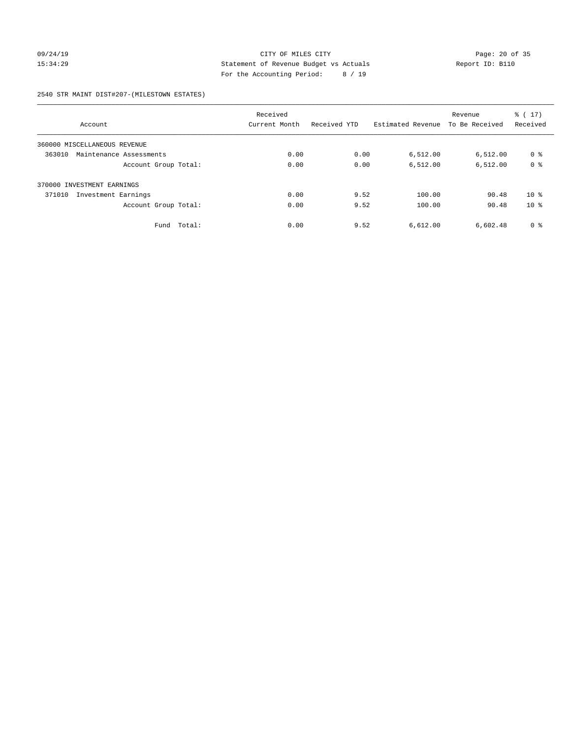CITY OF MILES CITY
Statement of Revenue Budget vs Actuals
For the Accounting Period: 8 / 19

09/24/19
15:34:29

Report ID: B110

2540 STR MAINT DIST#207-(MILESTOWN ESTATES)

| Account | Received Current Month | Received YTD | Estimated Revenue | Revenue To Be Received | % ( 17) Received |
|---|---|---|---|---|---|
| 360000 MISCELLANEOUS REVENUE | | | | | |
| 363010 Maintenance Assessments | 0.00 | 0.00 | 6,512.00 | 6,512.00 | 0 % |
| Account Group Total: | 0.00 | 0.00 | 6,512.00 | 6,512.00 | 0 % |
| 370000 INVESTMENT EARNINGS | | | | | |
| 371010 Investment Earnings | 0.00 | 9.52 | 100.00 | 90.48 | 10 % |
| Account Group Total: | 0.00 | 9.52 | 100.00 | 90.48 | 10 % |
| Fund Total: | 0.00 | 9.52 | 6,612.00 | 6,602.48 | 0 % |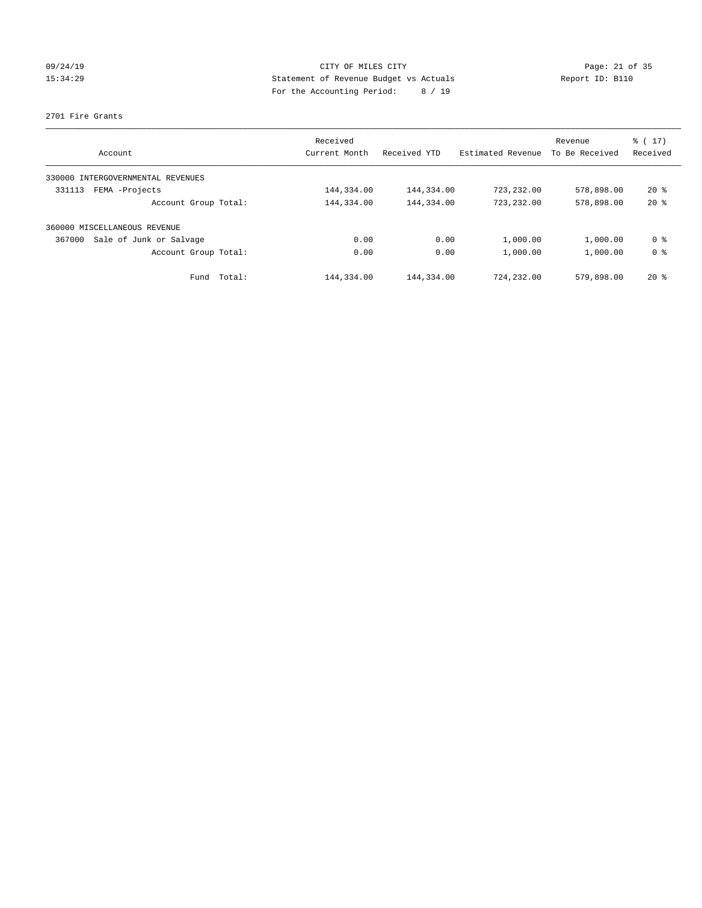09/24/19 CITY OF MILES CITY
15:34:29 Statement of Revenue Budget vs Actuals Report ID: B110
For the Accounting Period: 8 / 19

2701 Fire Grants

| Account | Received Current Month | Received YTD | Estimated Revenue | Revenue To Be Received | % ( 17) Received |
|---|---|---|---|---|---|
| 330000 INTERGOVERNMENTAL REVENUES | | | | | |
| 331113 FEMA -Projects | 144,334.00 | 144,334.00 | 723,232.00 | 578,898.00 | 20 % |
| Account Group Total: | 144,334.00 | 144,334.00 | 723,232.00 | 578,898.00 | 20 % |
| 360000 MISCELLANEOUS REVENUE | | | | | |
| 367000 Sale of Junk or Salvage | 0.00 | 0.00 | 1,000.00 | 1,000.00 | 0 % |
| Account Group Total: | 0.00 | 0.00 | 1,000.00 | 1,000.00 | 0 % |
| Fund Total: | 144,334.00 | 144,334.00 | 724,232.00 | 579,898.00 | 20 % |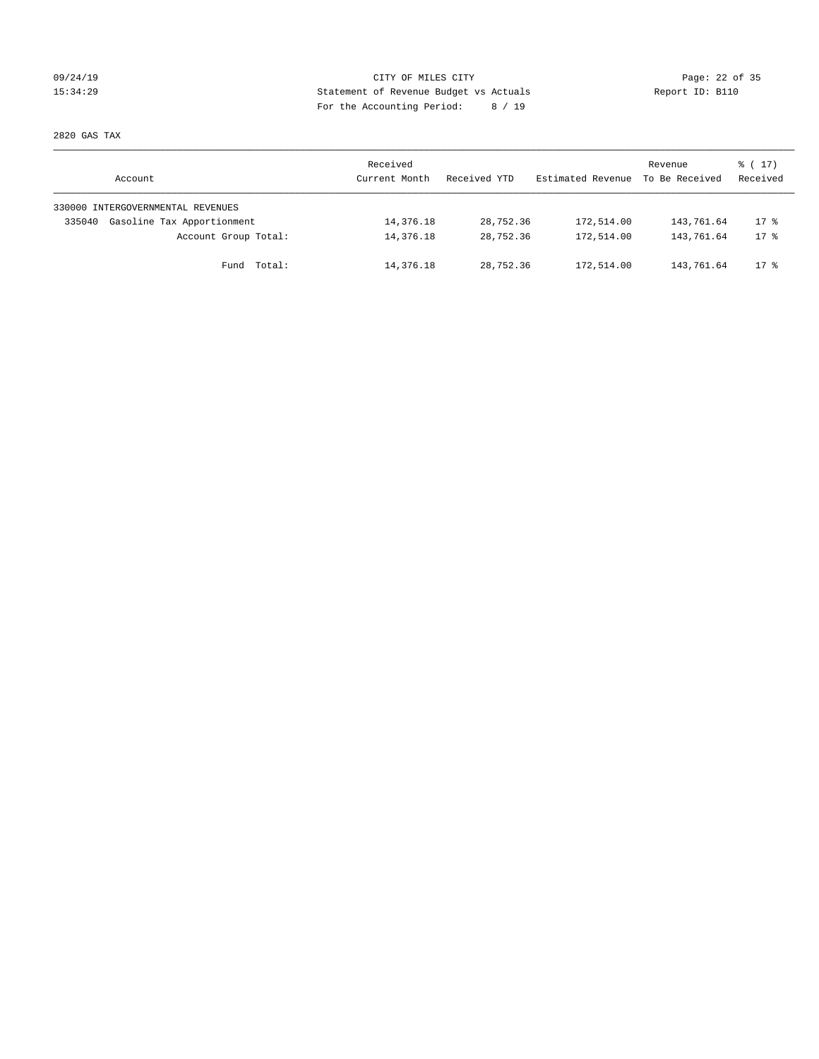CITY OF MILES CITY
Statement of Revenue Budget vs Actuals
For the Accounting Period: 8 / 19

09/24/19
15:34:29

Report ID: B110

2820 GAS TAX

| Account | Received Current Month | Received YTD | Estimated Revenue | Revenue To Be Received | % ( 17) Received |
|---|---|---|---|---|---|
| 330000 INTERGOVERNMENTAL REVENUES | | | | | |
| 335040 Gasoline Tax Apportionment | 14,376.18 | 28,752.36 | 172,514.00 | 143,761.64 | 17 % |
| Account Group Total: | 14,376.18 | 28,752.36 | 172,514.00 | 143,761.64 | 17 % |
| Fund Total: | 14,376.18 | 28,752.36 | 172,514.00 | 143,761.64 | 17 % |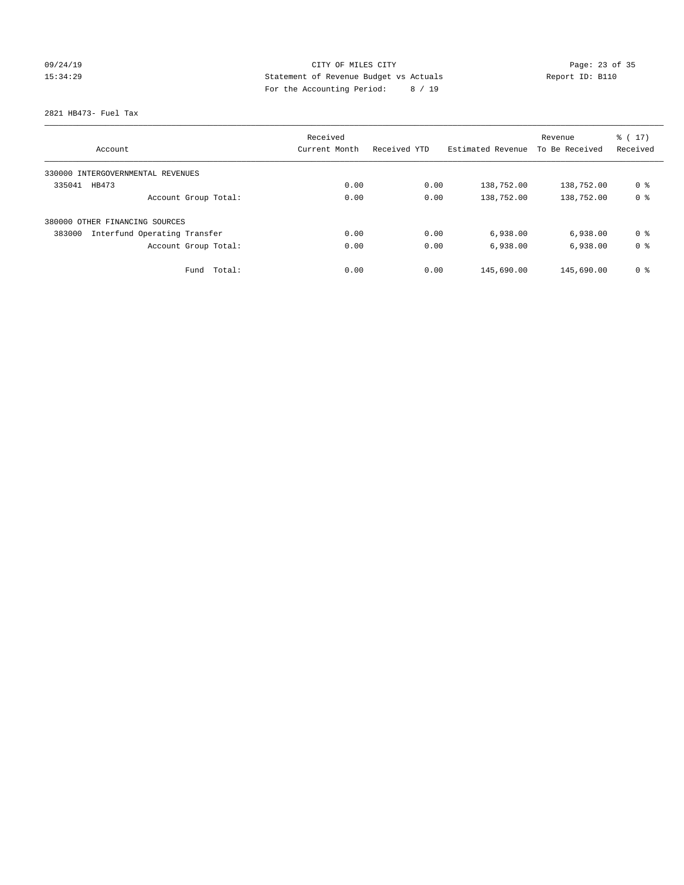CITY OF MILES CITY
Statement of Revenue Budget vs Actuals
For the Accounting Period: 8 / 19

09/24/19
15:34:29

Report ID: B110

2821 HB473- Fuel Tax

| Account | Received Current Month | Received YTD | Estimated Revenue | Revenue To Be Received | % ( 17) Received |
|---|---|---|---|---|---|
| 330000 INTERGOVERNMENTAL REVENUES | | | | | |
| 335041 HB473 | 0.00 | 0.00 | 138,752.00 | 138,752.00 | 0 % |
| Account Group Total: | 0.00 | 0.00 | 138,752.00 | 138,752.00 | 0 % |
| 380000 OTHER FINANCING SOURCES | | | | | |
| 383000 Interfund Operating Transfer | 0.00 | 0.00 | 6,938.00 | 6,938.00 | 0 % |
| Account Group Total: | 0.00 | 0.00 | 6,938.00 | 6,938.00 | 0 % |
| Fund Total: | 0.00 | 0.00 | 145,690.00 | 145,690.00 | 0 % |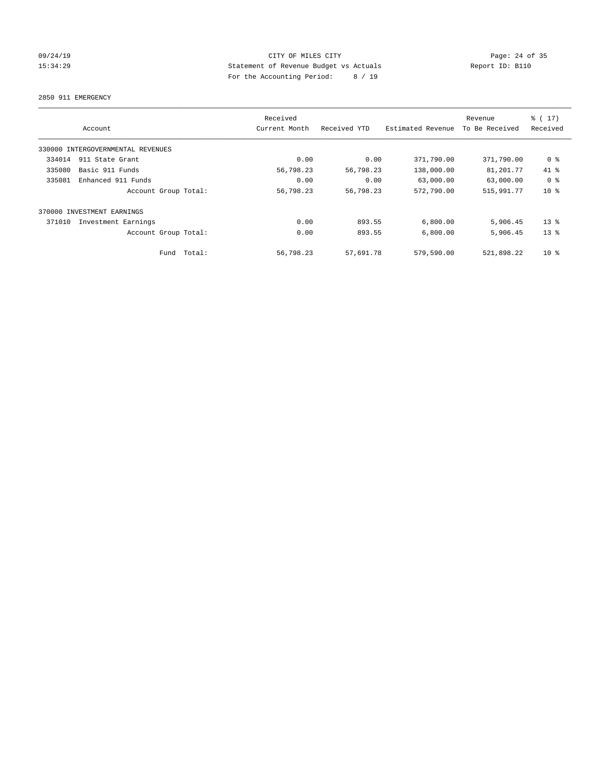CITY OF MILES CITY
Statement of Revenue Budget vs Actuals
For the Accounting Period: 8 / 19

09/24/19
15:34:29

Report ID: B110

2850 911 EMERGENCY

| Account | Received Current Month | Received YTD | Estimated Revenue | Revenue To Be Received | % ( 17) Received |
|---|---|---|---|---|---|
| 330000 INTERGOVERNMENTAL REVENUES | | | | | |
| 334014 911 State Grant | 0.00 | 0.00 | 371,790.00 | 371,790.00 | 0 % |
| 335080 Basic 911 Funds | 56,798.23 | 56,798.23 | 138,000.00 | 81,201.77 | 41 % |
| 335081 Enhanced 911 Funds | 0.00 | 0.00 | 63,000.00 | 63,000.00 | 0 % |
| Account Group Total: | 56,798.23 | 56,798.23 | 572,790.00 | 515,991.77 | 10 % |
| 370000 INVESTMENT EARNINGS | | | | | |
| 371010 Investment Earnings | 0.00 | 893.55 | 6,800.00 | 5,906.45 | 13 % |
| Account Group Total: | 0.00 | 893.55 | 6,800.00 | 5,906.45 | 13 % |
| Fund Total: | 56,798.23 | 57,691.78 | 579,590.00 | 521,898.22 | 10 % |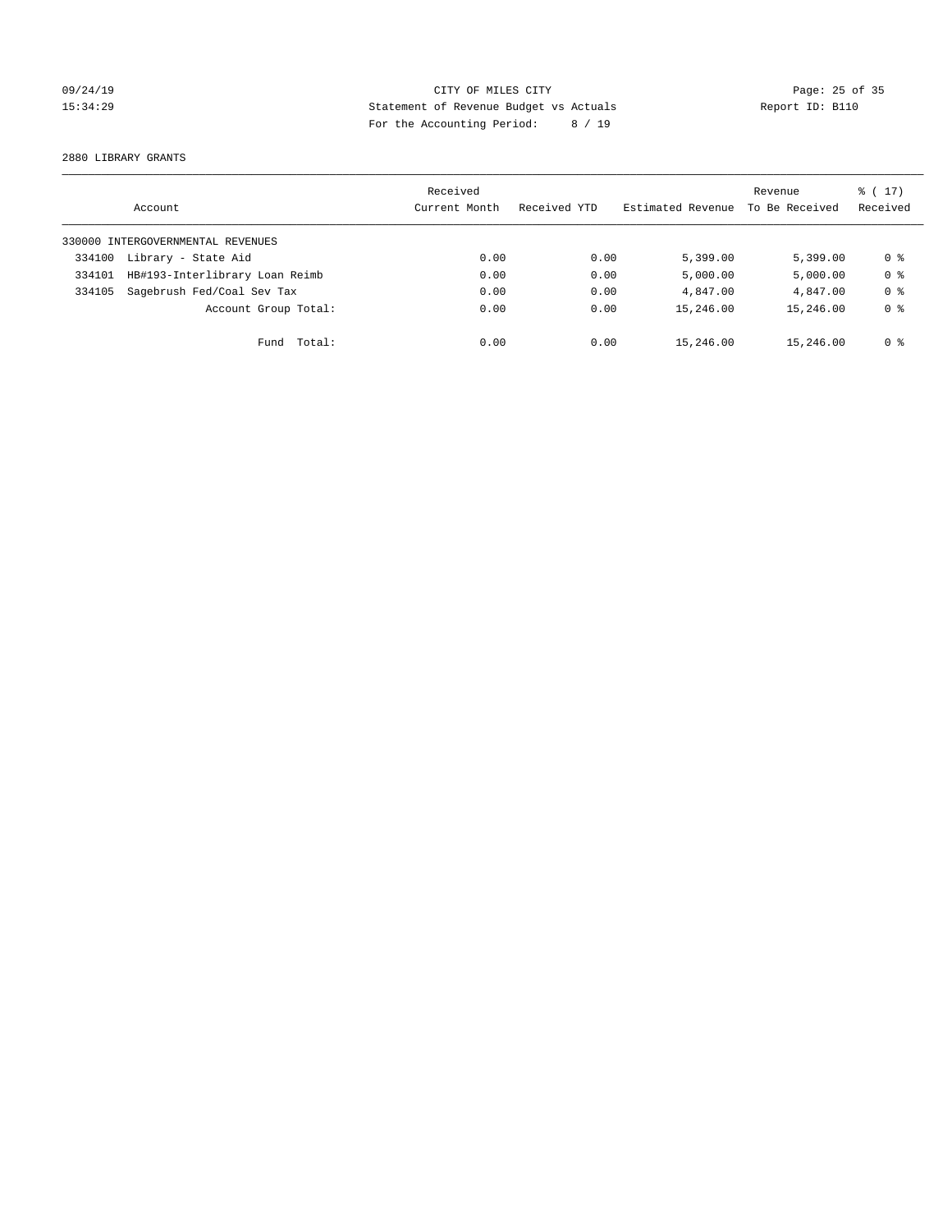CITY OF MILES CITY
Statement of Revenue Budget vs Actuals
For the Accounting Period: 8 / 19

09/24/19
15:34:29

Report ID: B110

2880 LIBRARY GRANTS

| Account | | Received Current Month | Received YTD | Estimated Revenue | Revenue To Be Received | % ( 17) Received |
|---|---|---|---|---|---|---|
| 330000 INTERGOVERNMENTAL REVENUES | | | | | | |
| 334100 | Library - State Aid | 0.00 | 0.00 | 5,399.00 | 5,399.00 | 0 % |
| 334101 | HB#193-Interlibrary Loan Reimb | 0.00 | 0.00 | 5,000.00 | 5,000.00 | 0 % |
| 334105 | Sagebrush Fed/Coal Sev Tax | 0.00 | 0.00 | 4,847.00 | 4,847.00 | 0 % |
| | Account Group Total: | 0.00 | 0.00 | 15,246.00 | 15,246.00 | 0 % |
| | Fund Total: | 0.00 | 0.00 | 15,246.00 | 15,246.00 | 0 % |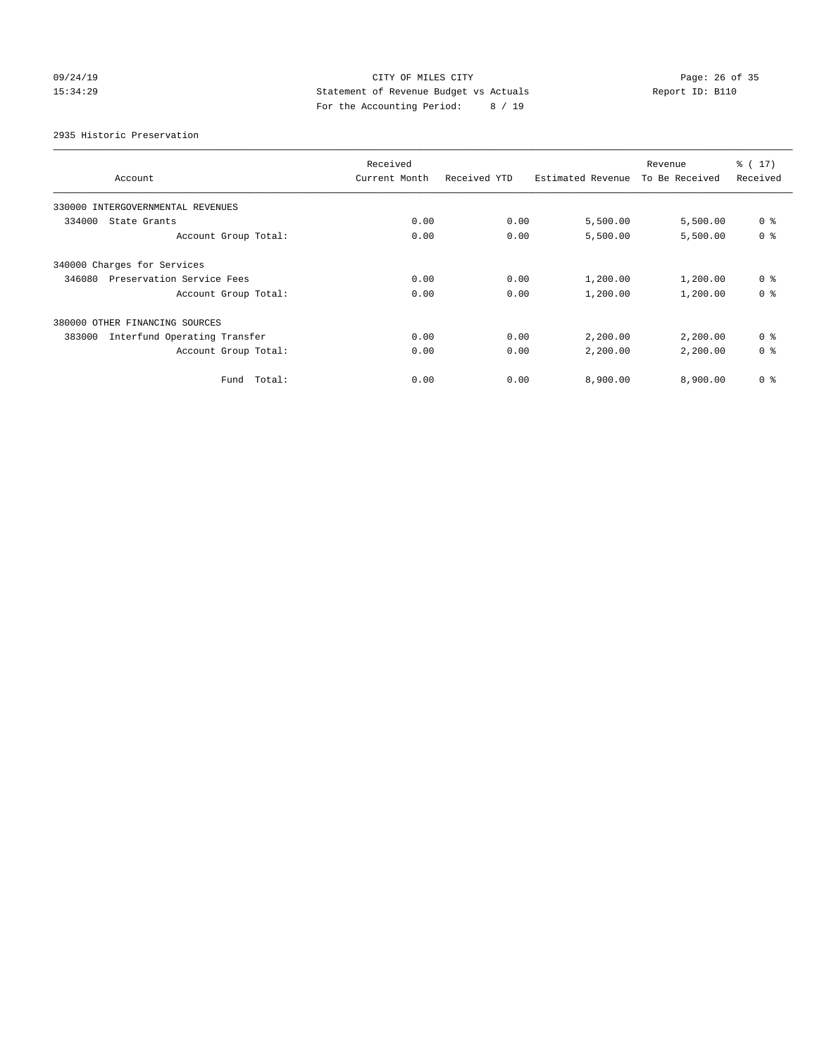CITY OF MILES CITY
Statement of Revenue Budget vs Actuals
For the Accounting Period: 8 / 19

09/24/19
15:34:29

Report ID: B110

2935 Historic Preservation

| Account | Received Current Month | Received YTD | Estimated Revenue | Revenue To Be Received | % ( 17) Received |
|---|---|---|---|---|---|
| 330000 INTERGOVERNMENTAL REVENUES | | | | | |
| 334000 State Grants | 0.00 | 0.00 | 5,500.00 | 5,500.00 | 0 % |
| Account Group Total: | 0.00 | 0.00 | 5,500.00 | 5,500.00 | 0 % |
| 340000 Charges for Services | | | | | |
| 346080 Preservation Service Fees | 0.00 | 0.00 | 1,200.00 | 1,200.00 | 0 % |
| Account Group Total: | 0.00 | 0.00 | 1,200.00 | 1,200.00 | 0 % |
| 380000 OTHER FINANCING SOURCES | | | | | |
| 383000 Interfund Operating Transfer | 0.00 | 0.00 | 2,200.00 | 2,200.00 | 0 % |
| Account Group Total: | 0.00 | 0.00 | 2,200.00 | 2,200.00 | 0 % |
| Fund Total: | 0.00 | 0.00 | 8,900.00 | 8,900.00 | 0 % |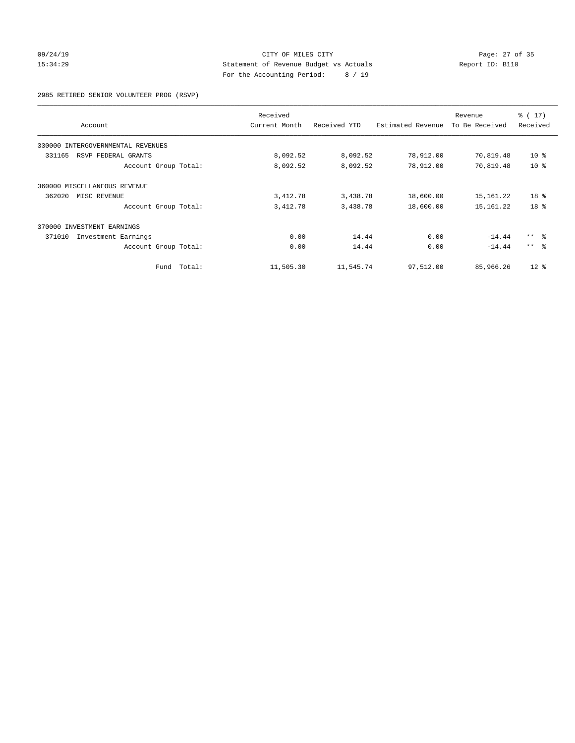CITY OF MILES CITY
Statement of Revenue Budget vs Actuals
For the Accounting Period: 8 / 19

09/24/19 15:34:29 — Report ID: B110

2985 RETIRED SENIOR VOLUNTEER PROG (RSVP)

| Account | Received Current Month | Received YTD | Estimated Revenue | Revenue To Be Received | % ( 17) Received |
|---|---|---|---|---|---|
| 330000 INTERGOVERNMENTAL REVENUES | | | | | |
| 331165 RSVP FEDERAL GRANTS | 8,092.52 | 8,092.52 | 78,912.00 | 70,819.48 | 10 % |
| Account Group Total: | 8,092.52 | 8,092.52 | 78,912.00 | 70,819.48 | 10 % |
| 360000 MISCELLANEOUS REVENUE | | | | | |
| 362020 MISC REVENUE | 3,412.78 | 3,438.78 | 18,600.00 | 15,161.22 | 18 % |
| Account Group Total: | 3,412.78 | 3,438.78 | 18,600.00 | 15,161.22 | 18 % |
| 370000 INVESTMENT EARNINGS | | | | | |
| 371010 Investment Earnings | 0.00 | 14.44 | 0.00 | -14.44 | ** % |
| Account Group Total: | 0.00 | 14.44 | 0.00 | -14.44 | ** % |
| Fund Total: | 11,505.30 | 11,545.74 | 97,512.00 | 85,966.26 | 12 % |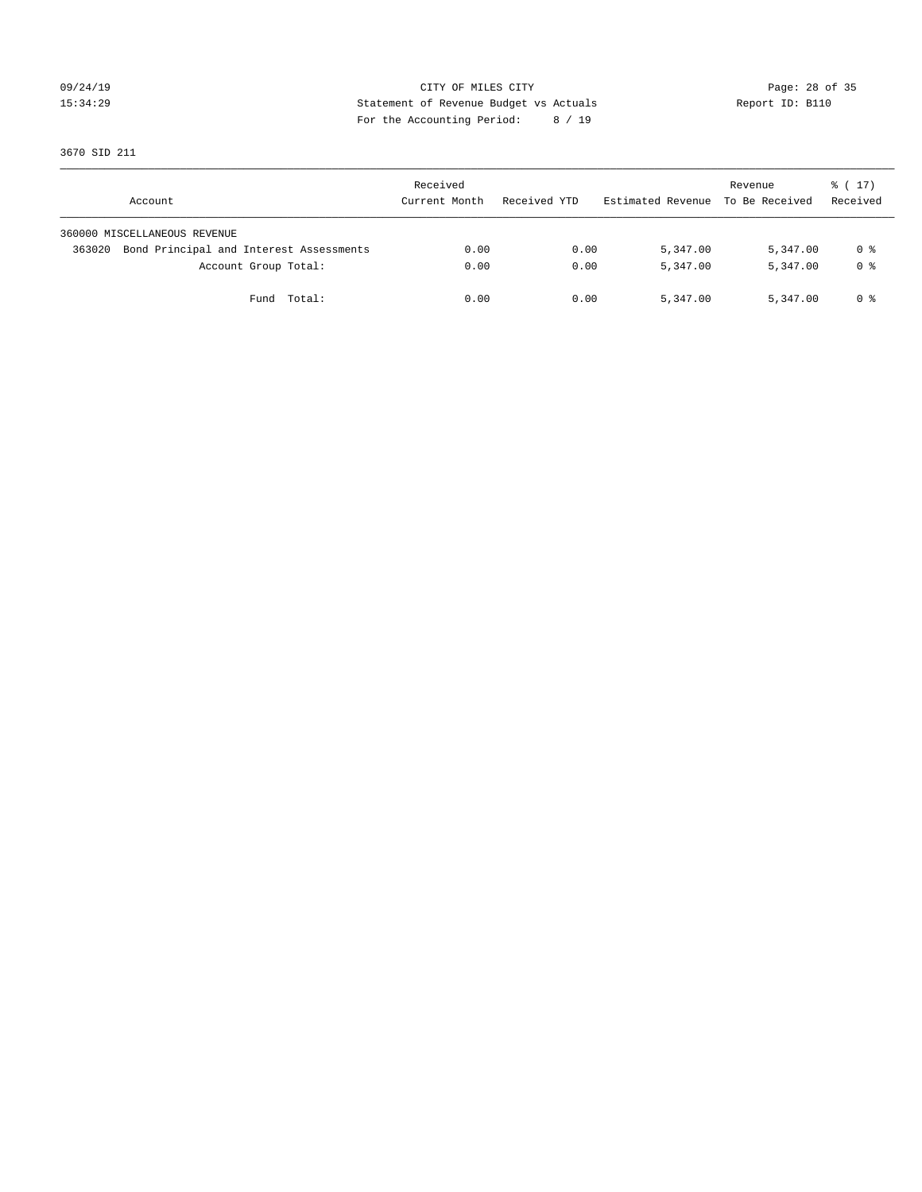CITY OF MILES CITY
Statement of Revenue Budget vs Actuals
For the Accounting Period: 8 / 19

09/24/19
15:34:29

Report ID: B110

3670 SID 211

| Account | Received Current Month | Received YTD | Estimated Revenue | Revenue To Be Received | % ( 17) Received |
|---|---|---|---|---|---|
| 360000 MISCELLANEOUS REVENUE | | | | | |
| 363020 Bond Principal and Interest Assessments | 0.00 | 0.00 | 5,347.00 | 5,347.00 | 0 % |
| Account Group Total: | 0.00 | 0.00 | 5,347.00 | 5,347.00 | 0 % |
| Fund Total: | 0.00 | 0.00 | 5,347.00 | 5,347.00 | 0 % |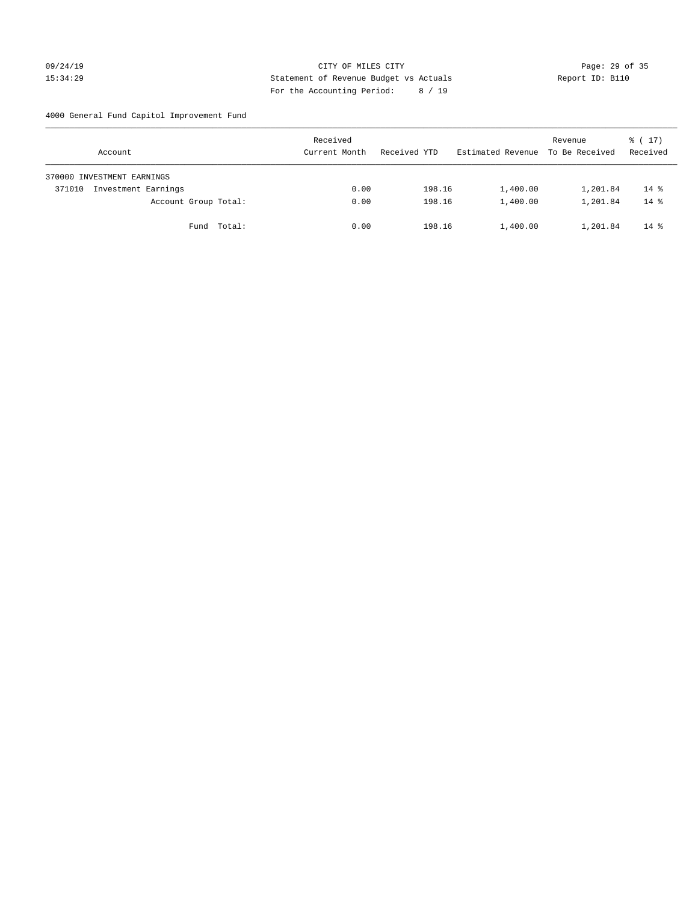CITY OF MILES CITY
Statement of Revenue Budget vs Actuals
For the Accounting Period: 8 / 19

09/24/19
15:34:29

Report ID: B110

4000 General Fund Capitol Improvement Fund

| Account | Received Current Month | Received YTD | Estimated Revenue | Revenue To Be Received | % ( 17) Received |
|---|---|---|---|---|---|
| 370000 INVESTMENT EARNINGS | | | | | |
| 371010 Investment Earnings | 0.00 | 198.16 | 1,400.00 | 1,201.84 | 14 % |
| Account Group Total: | 0.00 | 198.16 | 1,400.00 | 1,201.84 | 14 % |
| Fund Total: | 0.00 | 198.16 | 1,400.00 | 1,201.84 | 14 % |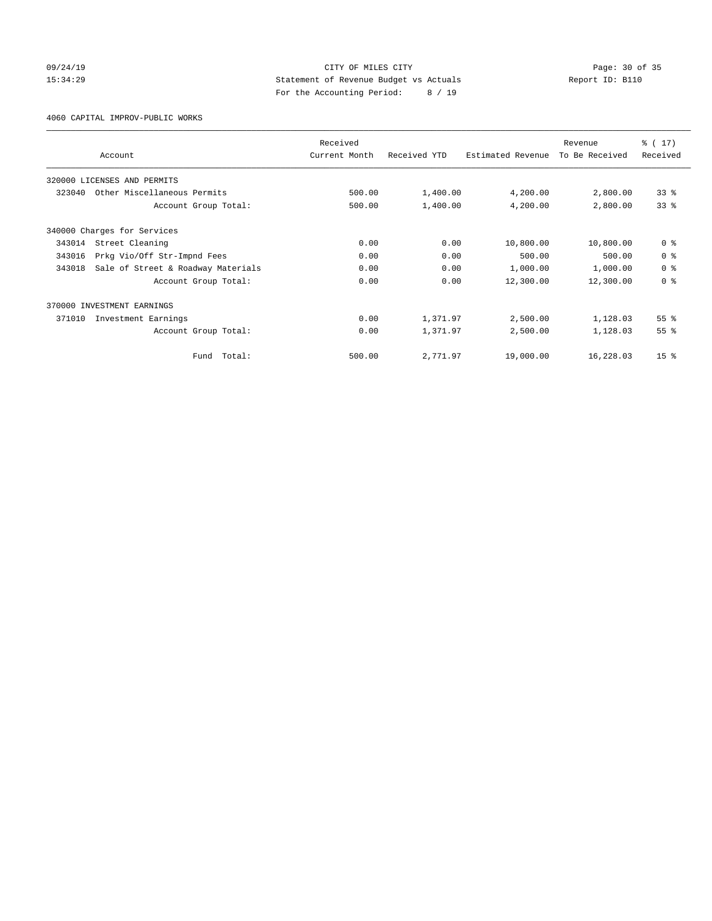CITY OF MILES CITY
Statement of Revenue Budget vs Actuals
For the Accounting Period: 8 / 19

09/24/19
15:34:29
Report ID: B110

4060 CAPITAL IMPROV-PUBLIC WORKS

| Account | Received Current Month | Received YTD | Estimated Revenue | Revenue To Be Received | % ( 17) Received |
|---|---|---|---|---|---|
| 320000 LICENSES AND PERMITS | | | | | |
| 323040 Other Miscellaneous Permits | 500.00 | 1,400.00 | 4,200.00 | 2,800.00 | 33 % |
| Account Group Total: | 500.00 | 1,400.00 | 4,200.00 | 2,800.00 | 33 % |
| 340000 Charges for Services | | | | | |
| 343014 Street Cleaning | 0.00 | 0.00 | 10,800.00 | 10,800.00 | 0 % |
| 343016 Prkg Vio/Off Str-Impnd Fees | 0.00 | 0.00 | 500.00 | 500.00 | 0 % |
| 343018 Sale of Street & Roadway Materials | 0.00 | 0.00 | 1,000.00 | 1,000.00 | 0 % |
| Account Group Total: | 0.00 | 0.00 | 12,300.00 | 12,300.00 | 0 % |
| 370000 INVESTMENT EARNINGS | | | | | |
| 371010 Investment Earnings | 0.00 | 1,371.97 | 2,500.00 | 1,128.03 | 55 % |
| Account Group Total: | 0.00 | 1,371.97 | 2,500.00 | 1,128.03 | 55 % |
| Fund Total: | 500.00 | 2,771.97 | 19,000.00 | 16,228.03 | 15 % |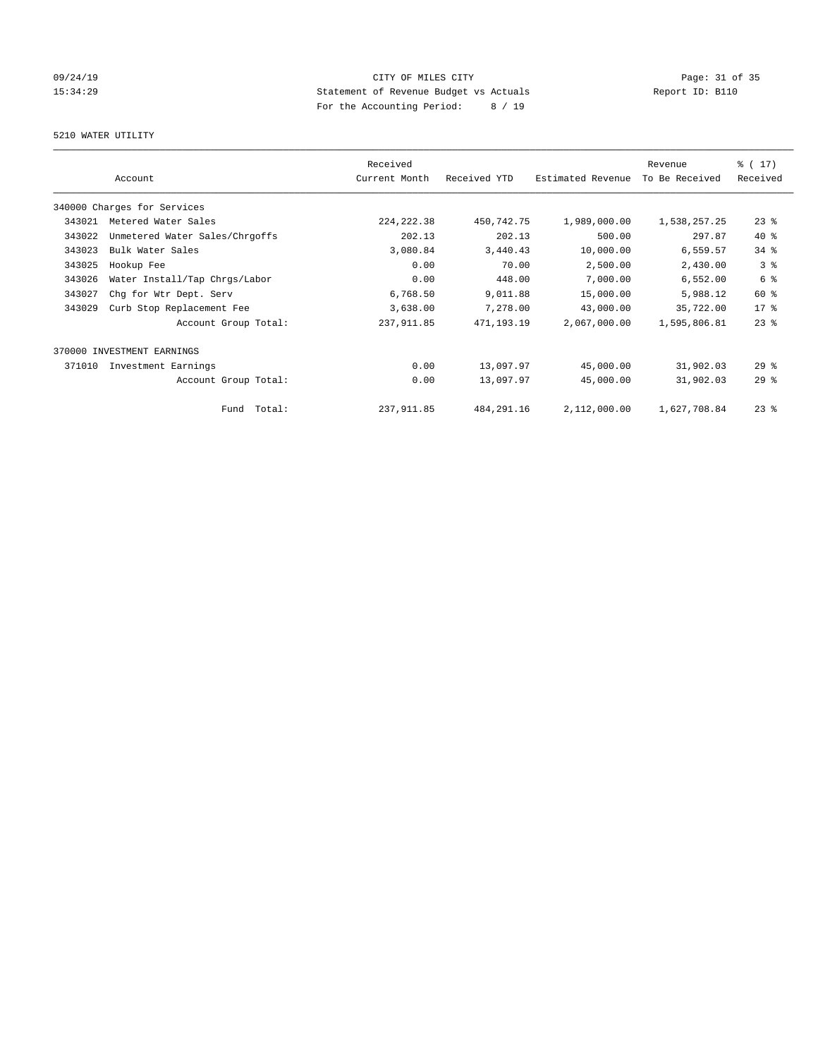09/24/19 CITY OF MILES CITY
15:34:29 Statement of Revenue Budget vs Actuals Report ID: B110
For the Accounting Period: 8 / 19

5210 WATER UTILITY

| Account | | Received Current Month | Received YTD | Estimated Revenue | Revenue To Be Received | % ( 17) Received |
|---|---|---|---|---|---|---|
| 340000 Charges for Services | | | | | | |
| 343021 | Metered Water Sales | 224,222.38 | 450,742.75 | 1,989,000.00 | 1,538,257.25 | 23 % |
| 343022 | Unmetered Water Sales/Chrgoffs | 202.13 | 202.13 | 500.00 | 297.87 | 40 % |
| 343023 | Bulk Water Sales | 3,080.84 | 3,440.43 | 10,000.00 | 6,559.57 | 34 % |
| 343025 | Hookup Fee | 0.00 | 70.00 | 2,500.00 | 2,430.00 | 3 % |
| 343026 | Water Install/Tap Chrgs/Labor | 0.00 | 448.00 | 7,000.00 | 6,552.00 | 6 % |
| 343027 | Chg for Wtr Dept. Serv | 6,768.50 | 9,011.88 | 15,000.00 | 5,988.12 | 60 % |
| 343029 | Curb Stop Replacement Fee | 3,638.00 | 7,278.00 | 43,000.00 | 35,722.00 | 17 % |
| | Account Group Total: | 237,911.85 | 471,193.19 | 2,067,000.00 | 1,595,806.81 | 23 % |
| 370000 INVESTMENT EARNINGS | | | | | | |
| 371010 | Investment Earnings | 0.00 | 13,097.97 | 45,000.00 | 31,902.03 | 29 % |
| | Account Group Total: | 0.00 | 13,097.97 | 45,000.00 | 31,902.03 | 29 % |
| | Fund Total: | 237,911.85 | 484,291.16 | 2,112,000.00 | 1,627,708.84 | 23 % |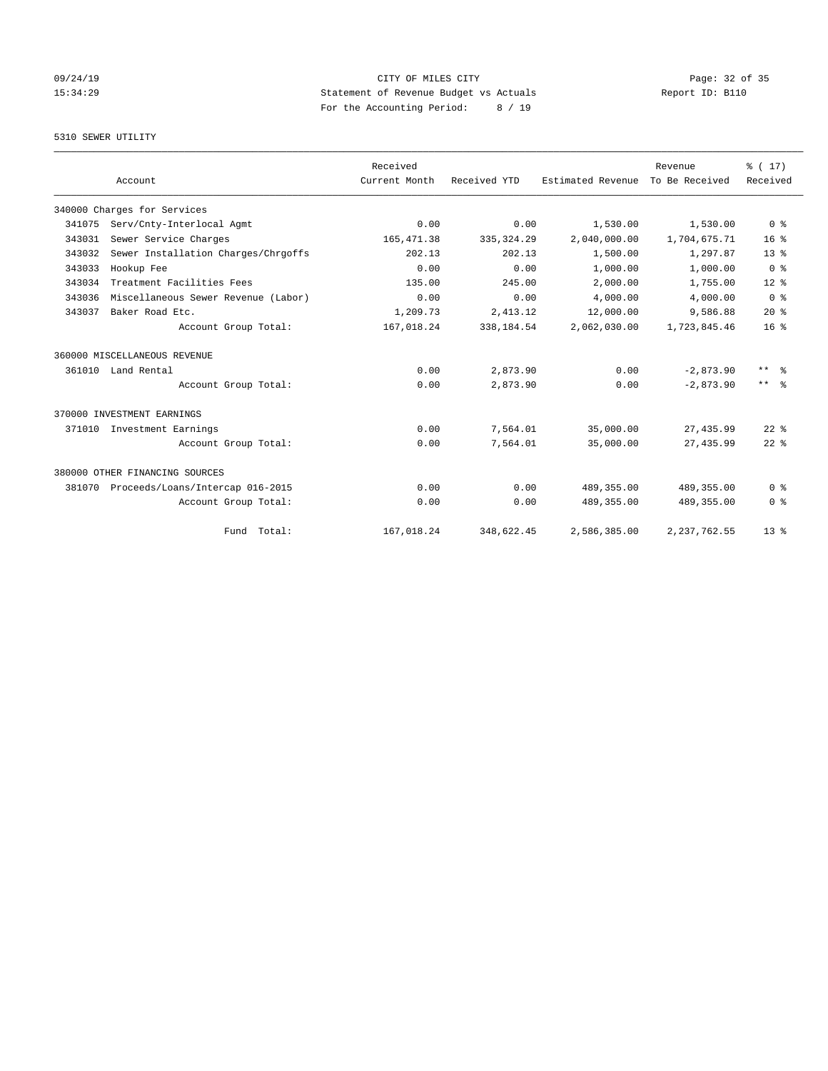# CITY OF MILES CITY

Statement of Revenue Budget vs Actuals

For the Accounting Period: 8 / 19

09/24/19 15:34:29 — Report ID: B110

## 5310 SEWER UTILITY

| Account | Received Current Month | Received YTD | Estimated Revenue | Revenue To Be Received | % ( 17) Received |
|---|---|---|---|---|---|
| 340000 Charges for Services | | | | | |
| 341075 Serv/Cnty-Interlocal Agmt | 0.00 | 0.00 | 1,530.00 | 1,530.00 | 0 % |
| 343031 Sewer Service Charges | 165,471.38 | 335,324.29 | 2,040,000.00 | 1,704,675.71 | 16 % |
| 343032 Sewer Installation Charges/Chrgoffs | 202.13 | 202.13 | 1,500.00 | 1,297.87 | 13 % |
| 343033 Hookup Fee | 0.00 | 0.00 | 1,000.00 | 1,000.00 | 0 % |
| 343034 Treatment Facilities Fees | 135.00 | 245.00 | 2,000.00 | 1,755.00 | 12 % |
| 343036 Miscellaneous Sewer Revenue (Labor) | 0.00 | 0.00 | 4,000.00 | 4,000.00 | 0 % |
| 343037 Baker Road Etc. | 1,209.73 | 2,413.12 | 12,000.00 | 9,586.88 | 20 % |
| Account Group Total: | 167,018.24 | 338,184.54 | 2,062,030.00 | 1,723,845.46 | 16 % |
| 360000 MISCELLANEOUS REVENUE | | | | | |
| 361010 Land Rental | 0.00 | 2,873.90 | 0.00 | -2,873.90 | ** % |
| Account Group Total: | 0.00 | 2,873.90 | 0.00 | -2,873.90 | ** % |
| 370000 INVESTMENT EARNINGS | | | | | |
| 371010 Investment Earnings | 0.00 | 7,564.01 | 35,000.00 | 27,435.99 | 22 % |
| Account Group Total: | 0.00 | 7,564.01 | 35,000.00 | 27,435.99 | 22 % |
| 380000 OTHER FINANCING SOURCES | | | | | |
| 381070 Proceeds/Loans/Intercap 016-2015 | 0.00 | 0.00 | 489,355.00 | 489,355.00 | 0 % |
| Account Group Total: | 0.00 | 0.00 | 489,355.00 | 489,355.00 | 0 % |
| Fund Total: | 167,018.24 | 348,622.45 | 2,586,385.00 | 2,237,762.55 | 13 % |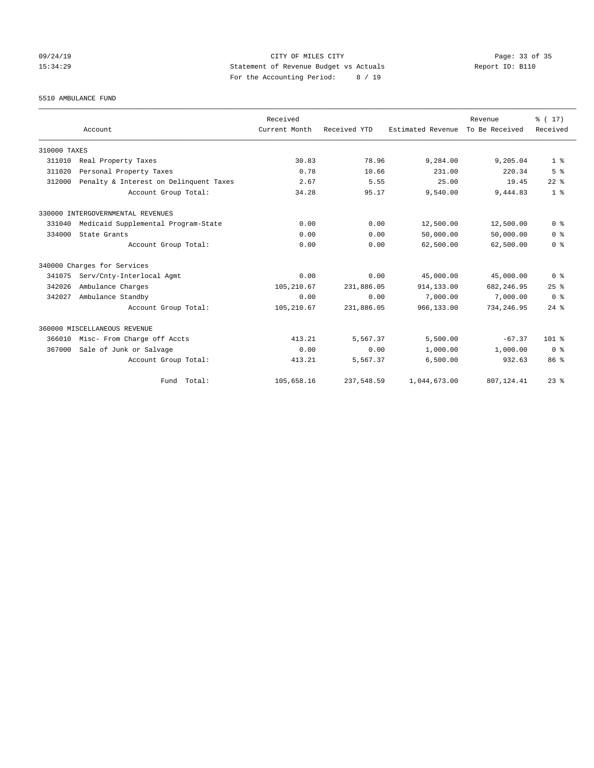CITY OF MILES CITY
Statement of Revenue Budget vs Actuals
For the Accounting Period: 8 / 19

09/24/19
15:34:29

Report ID: B110

5510 AMBULANCE FUND

| Account | Received Current Month | Received YTD | Estimated Revenue | Revenue To Be Received | % ( 17) Received |
|---|---|---|---|---|---|
| 310000 TAXES | | | | | |
| 311010 Real Property Taxes | 30.83 | 78.96 | 9,284.00 | 9,205.04 | 1 % |
| 311020 Personal Property Taxes | 0.78 | 10.66 | 231.00 | 220.34 | 5 % |
| 312000 Penalty & Interest on Delinquent Taxes | 2.67 | 5.55 | 25.00 | 19.45 | 22 % |
| Account Group Total: | 34.28 | 95.17 | 9,540.00 | 9,444.83 | 1 % |
| 330000 INTERGOVERNMENTAL REVENUES | | | | | |
| 331040 Medicaid Supplemental Program-State | 0.00 | 0.00 | 12,500.00 | 12,500.00 | 0 % |
| 334000 State Grants | 0.00 | 0.00 | 50,000.00 | 50,000.00 | 0 % |
| Account Group Total: | 0.00 | 0.00 | 62,500.00 | 62,500.00 | 0 % |
| 340000 Charges for Services | | | | | |
| 341075 Serv/Cnty-Interlocal Agmt | 0.00 | 0.00 | 45,000.00 | 45,000.00 | 0 % |
| 342026 Ambulance Charges | 105,210.67 | 231,886.05 | 914,133.00 | 682,246.95 | 25 % |
| 342027 Ambulance Standby | 0.00 | 0.00 | 7,000.00 | 7,000.00 | 0 % |
| Account Group Total: | 105,210.67 | 231,886.05 | 966,133.00 | 734,246.95 | 24 % |
| 360000 MISCELLANEOUS REVENUE | | | | | |
| 366010 Misc- From Charge off Accts | 413.21 | 5,567.37 | 5,500.00 | -67.37 | 101 % |
| 367000 Sale of Junk or Salvage | 0.00 | 0.00 | 1,000.00 | 1,000.00 | 0 % |
| Account Group Total: | 413.21 | 5,567.37 | 6,500.00 | 932.63 | 86 % |
| Fund Total: | 105,658.16 | 237,548.59 | 1,044,673.00 | 807,124.41 | 23 % |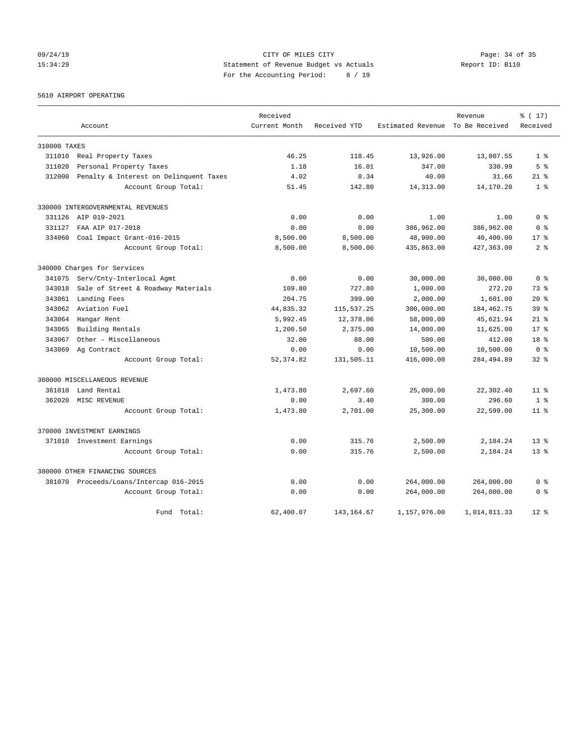CITY OF MILES CITY
Statement of Revenue Budget vs Actuals
For the Accounting Period: 8 / 19

09/24/19 15:34:29 Report ID: B110

## 5610 AIRPORT OPERATING

| Account | Received Current Month | Received YTD | Estimated Revenue | Revenue To Be Received | % ( 17) Received |
|---|---|---|---|---|---|
| **310000 TAXES** | | | | | |
| 311010 Real Property Taxes | 46.25 | 118.45 | 13,926.00 | 13,807.55 | 1 % |
| 311020 Personal Property Taxes | 1.18 | 16.01 | 347.00 | 330.99 | 5 % |
| 312000 Penalty & Interest on Delinquent Taxes | 4.02 | 8.34 | 40.00 | 31.66 | 21 % |
| Account Group Total: | 51.45 | 142.80 | 14,313.00 | 14,170.20 | 1 % |
| **330000 INTERGOVERNMENTAL REVENUES** | | | | | |
| 331126 AIP 019-2021 | 0.00 | 0.00 | 1.00 | 1.00 | 0 % |
| 331127 FAA AIP 017-2018 | 0.00 | 0.00 | 386,962.00 | 386,962.00 | 0 % |
| 334060 Coal Impact Grant-016-2015 | 8,500.00 | 8,500.00 | 48,900.00 | 40,400.00 | 17 % |
| Account Group Total: | 8,500.00 | 8,500.00 | 435,863.00 | 427,363.00 | 2 % |
| **340000 Charges for Services** | | | | | |
| 341075 Serv/Cnty-Interlocal Agmt | 0.00 | 0.00 | 30,000.00 | 30,000.00 | 0 % |
| 343018 Sale of Street & Roadway Materials | 109.80 | 727.80 | 1,000.00 | 272.20 | 73 % |
| 343061 Landing Fees | 204.75 | 399.00 | 2,000.00 | 1,601.00 | 20 % |
| 343062 Aviation Fuel | 44,835.32 | 115,537.25 | 300,000.00 | 184,462.75 | 39 % |
| 343064 Hangar Rent | 5,992.45 | 12,378.06 | 58,000.00 | 45,621.94 | 21 % |
| 343065 Building Rentals | 1,200.50 | 2,375.00 | 14,000.00 | 11,625.00 | 17 % |
| 343067 Other - Miscellaneous | 32.00 | 88.00 | 500.00 | 412.00 | 18 % |
| 343069 Ag Contract | 0.00 | 0.00 | 10,500.00 | 10,500.00 | 0 % |
| Account Group Total: | 52,374.82 | 131,505.11 | 416,000.00 | 284,494.89 | 32 % |
| **360000 MISCELLANEOUS REVENUE** | | | | | |
| 361010 Land Rental | 1,473.80 | 2,697.60 | 25,000.00 | 22,302.40 | 11 % |
| 362020 MISC REVENUE | 0.00 | 3.40 | 300.00 | 296.60 | 1 % |
| Account Group Total: | 1,473.80 | 2,701.00 | 25,300.00 | 22,599.00 | 11 % |
| **370000 INVESTMENT EARNINGS** | | | | | |
| 371010 Investment Earnings | 0.00 | 315.76 | 2,500.00 | 2,184.24 | 13 % |
| Account Group Total: | 0.00 | 315.76 | 2,500.00 | 2,184.24 | 13 % |
| **380000 OTHER FINANCING SOURCES** | | | | | |
| 381070 Proceeds/Loans/Intercap 016-2015 | 0.00 | 0.00 | 264,000.00 | 264,000.00 | 0 % |
| Account Group Total: | 0.00 | 0.00 | 264,000.00 | 264,000.00 | 0 % |
| Fund Total: | 62,400.07 | 143,164.67 | 1,157,976.00 | 1,014,811.33 | 12 % |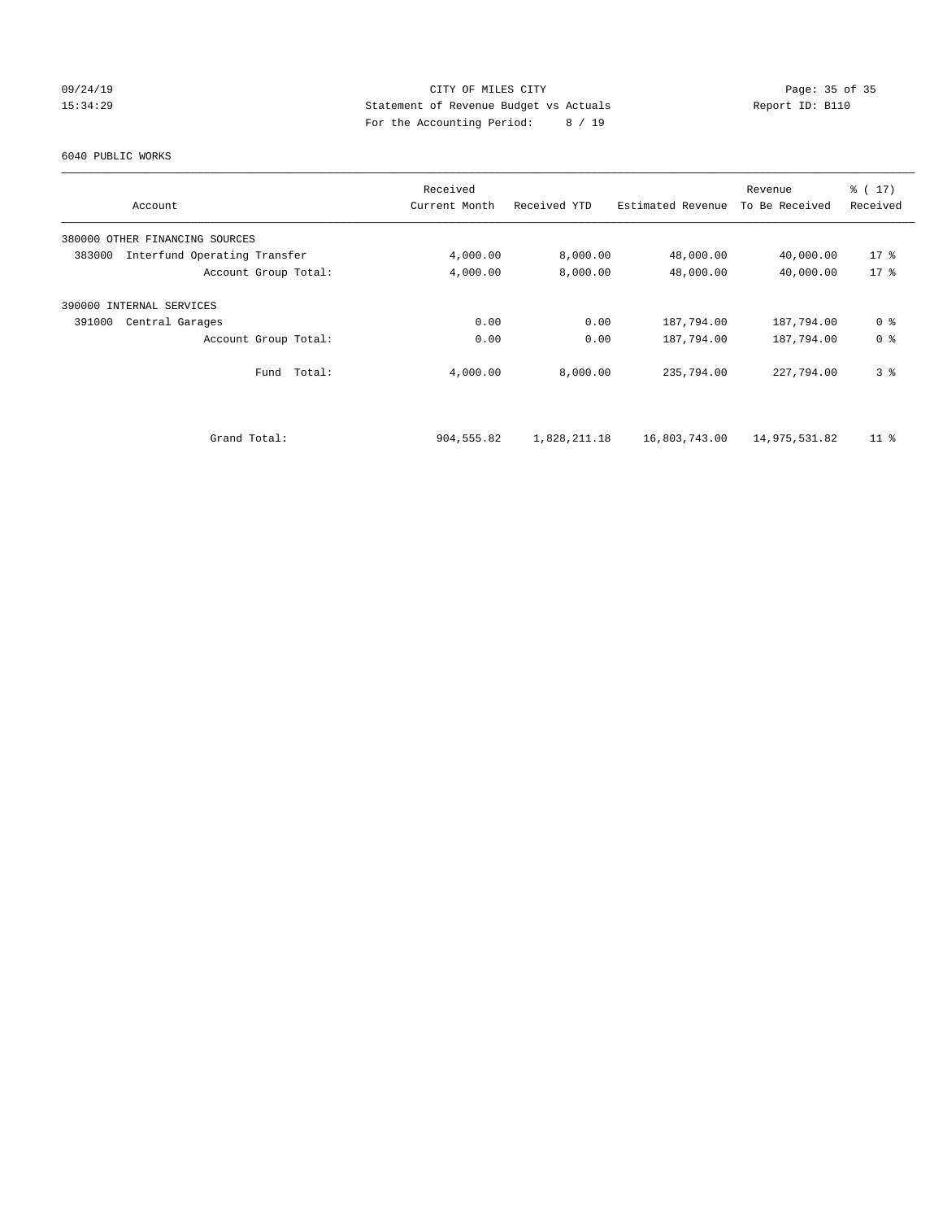CITY OF MILES CITY
Statement of Revenue Budget vs Actuals
For the Accounting Period: 8 / 19

09/24/19
15:34:29

Report ID: B110

6040 PUBLIC WORKS

| Account | Received Current Month | Received YTD | Estimated Revenue | Revenue To Be Received | % ( 17) Received |
|---|---|---|---|---|---|
| 380000 OTHER FINANCING SOURCES | | | | | |
| 383000 Interfund Operating Transfer | 4,000.00 | 8,000.00 | 48,000.00 | 40,000.00 | 17 % |
| Account Group Total: | 4,000.00 | 8,000.00 | 48,000.00 | 40,000.00 | 17 % |
| 390000 INTERNAL SERVICES | | | | | |
| 391000 Central Garages | 0.00 | 0.00 | 187,794.00 | 187,794.00 | 0 % |
| Account Group Total: | 0.00 | 0.00 | 187,794.00 | 187,794.00 | 0 % |
| Fund Total: | 4,000.00 | 8,000.00 | 235,794.00 | 227,794.00 | 3 % |
| Grand Total: | 904,555.82 | 1,828,211.18 | 16,803,743.00 | 14,975,531.82 | 11 % |